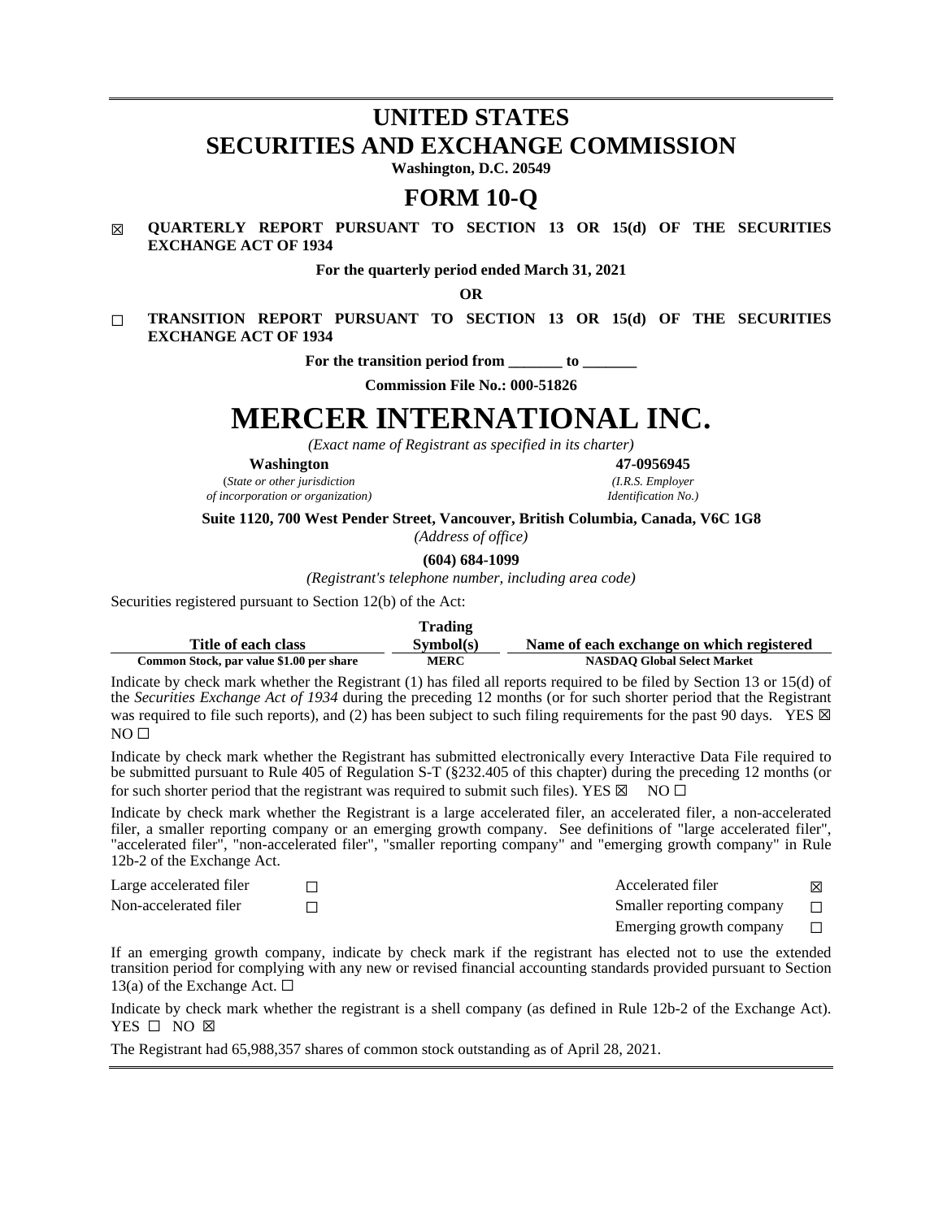# UNITED STATES
# SECURITIES AND EXCHANGE COMMISSION

**Washington, D.C. 20549**

# FORM 10-Q

☒ **QUARTERLY REPORT PURSUANT TO SECTION 13 OR 15(d) OF THE SECURITIES EXCHANGE ACT OF 1934**

**For the quarterly period ended March 31, 2021**

**OR**

☐ **TRANSITION REPORT PURSUANT TO SECTION 13 OR 15(d) OF THE SECURITIES EXCHANGE ACT OF 1934**

**For the transition period from _______ to _______**

**Commission File No.: 000-51826**

# MERCER INTERNATIONAL INC.

*(Exact name of Registrant as specified in its charter)*

| **Washington** | **47-0956945** |
|---|---|
| (*State or other jurisdiction of incorporation or organization)* | *(I.R.S. Employer Identification No.)* |

**Suite 1120, 700 West Pender Street, Vancouver, British Columbia, Canada, V6C 1G8**

*(Address of office)*

**(604) 684-1099**

*(Registrant's telephone number, including area code)*

Securities registered pursuant to Section 12(b) of the Act:

| Title of each class | Trading Symbol(s) | Name of each exchange on which registered |
|---|---|---|
| **Common Stock, par value $1.00 per share** | **MERC** | **NASDAQ Global Select Market** |

Indicate by check mark whether the Registrant (1) has filed all reports required to be filed by Section 13 or 15(d) of the *Securities Exchange Act of 1934* during the preceding 12 months (or for such shorter period that the Registrant was required to file such reports), and (2) has been subject to such filing requirements for the past 90 days. YES ☒ NO ☐

Indicate by check mark whether the Registrant has submitted electronically every Interactive Data File required to be submitted pursuant to Rule 405 of Regulation S-T (§232.405 of this chapter) during the preceding 12 months (or for such shorter period that the registrant was required to submit such files). YES ☒ NO ☐

Indicate by check mark whether the Registrant is a large accelerated filer, an accelerated filer, a non-accelerated filer, a smaller reporting company or an emerging growth company. See definitions of "large accelerated filer", "accelerated filer", "non-accelerated filer", "smaller reporting company" and "emerging growth company" in Rule 12b-2 of the Exchange Act.

| | | | |
|---|---|---|---|
| Large accelerated filer | ☐ | Accelerated filer | ☒ |
| Non-accelerated filer | ☐ | Smaller reporting company | ☐ |
| | | Emerging growth company | ☐ |

If an emerging growth company, indicate by check mark if the registrant has elected not to use the extended transition period for complying with any new or revised financial accounting standards provided pursuant to Section 13(a) of the Exchange Act. ☐

Indicate by check mark whether the registrant is a shell company (as defined in Rule 12b-2 of the Exchange Act). YES ☐ NO ☒

The Registrant had 65,988,357 shares of common stock outstanding as of April 28, 2021.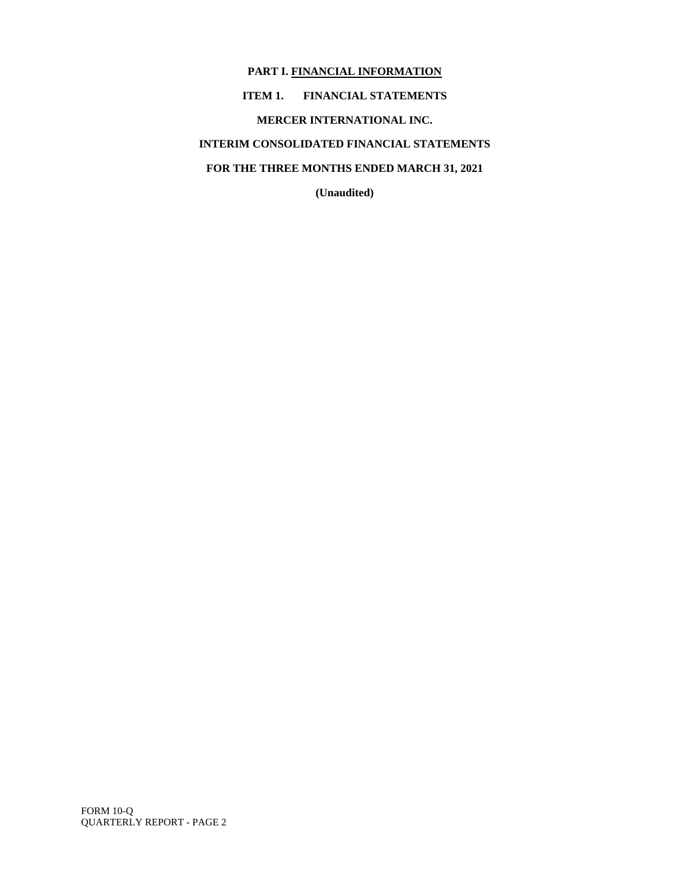# PART I. FINANCIAL INFORMATION

## ITEM 1. FINANCIAL STATEMENTS

**MERCER INTERNATIONAL INC.**

**INTERIM CONSOLIDATED FINANCIAL STATEMENTS**

**FOR THE THREE MONTHS ENDED MARCH 31, 2021**

**(Unaudited)**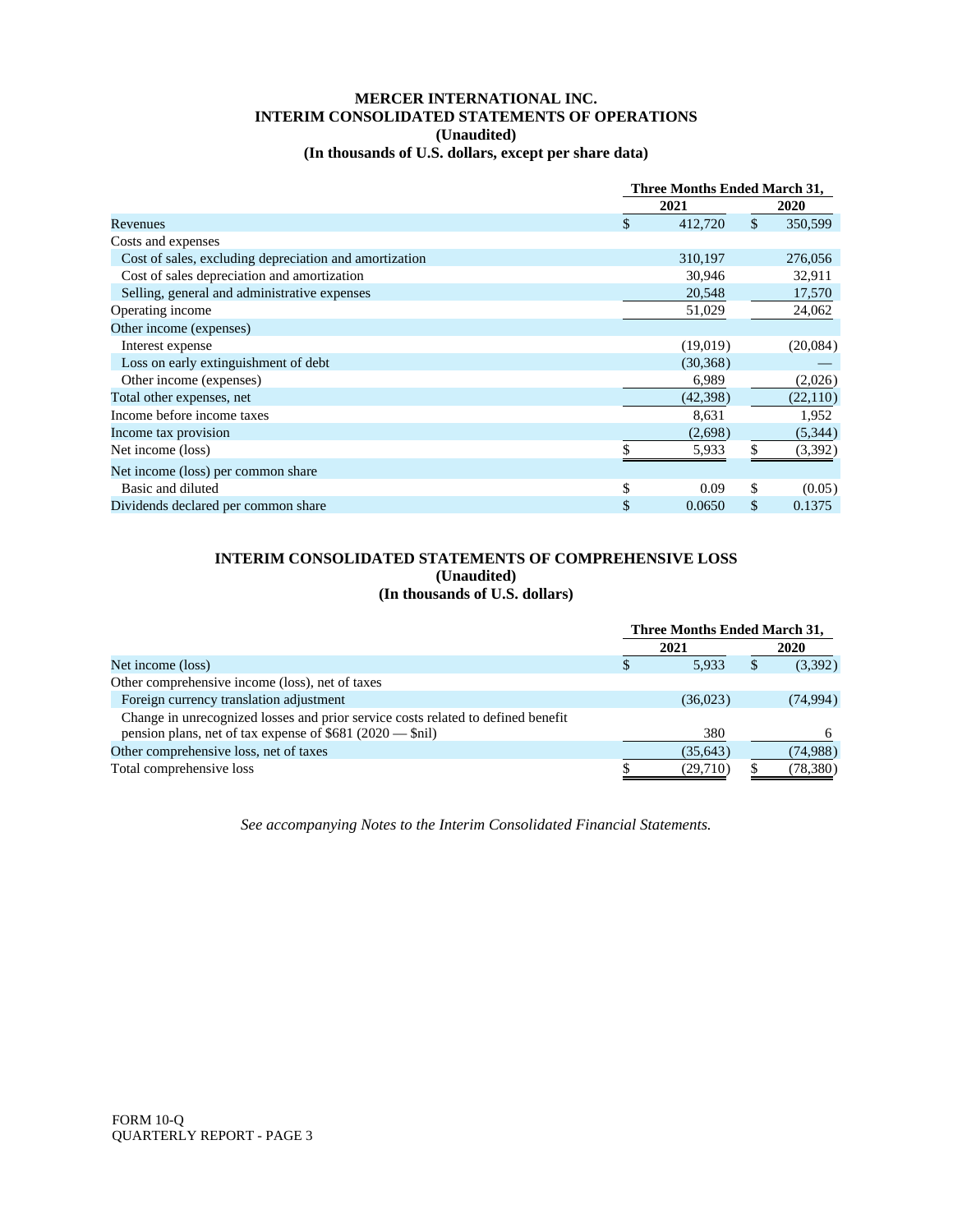# MERCER INTERNATIONAL INC.
## INTERIM CONSOLIDATED STATEMENTS OF OPERATIONS
### (Unaudited)
### (In thousands of U.S. dollars, except per share data)

| | Three Months Ended March 31, | |
|---|---|---|
| | 2021 | 2020 |
| Revenues | $ 412,720 | $ 350,599 |
| Costs and expenses | | |
| Cost of sales, excluding depreciation and amortization | 310,197 | 276,056 |
| Cost of sales depreciation and amortization | 30,946 | 32,911 |
| Selling, general and administrative expenses | 20,548 | 17,570 |
| Operating income | 51,029 | 24,062 |
| Other income (expenses) | | |
| Interest expense | (19,019) | (20,084) |
| Loss on early extinguishment of debt | (30,368) | — |
| Other income (expenses) | 6,989 | (2,026) |
| Total other expenses, net | (42,398) | (22,110) |
| Income before income taxes | 8,631 | 1,952 |
| Income tax provision | (2,698) | (5,344) |
| Net income (loss) | $ 5,933 | $ (3,392) |
| Net income (loss) per common share | | |
| Basic and diluted | $ 0.09 | $ (0.05) |
| Dividends declared per common share | $ 0.0650 | $ 0.1375 |

## INTERIM CONSOLIDATED STATEMENTS OF COMPREHENSIVE LOSS
### (Unaudited)
### (In thousands of U.S. dollars)

| | Three Months Ended March 31, | |
|---|---|---|
| | 2021 | 2020 |
| Net income (loss) | $ 5,933 | $ (3,392) |
| Other comprehensive income (loss), net of taxes | | |
| Foreign currency translation adjustment | (36,023) | (74,994) |
| Change in unrecognized losses and prior service costs related to defined benefit pension plans, net of tax expense of $681 (2020 — $nil) | 380 | 6 |
| Other comprehensive loss, net of taxes | (35,643) | (74,988) |
| Total comprehensive loss | $ (29,710) | $ (78,380) |

*See accompanying Notes to the Interim Consolidated Financial Statements.*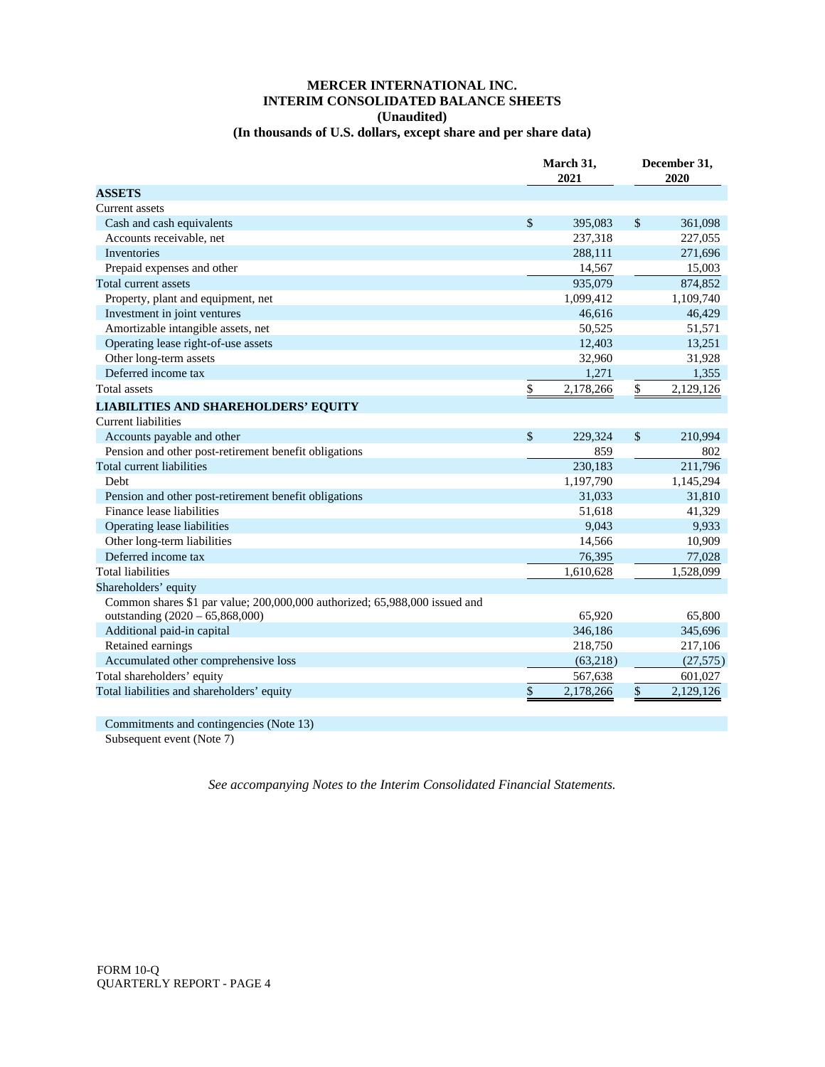# MERCER INTERNATIONAL INC.
## INTERIM CONSOLIDATED BALANCE SHEETS
### (Unaudited)
### (In thousands of U.S. dollars, except share and per share data)

| | March 31, 2021 | December 31, 2020 |
|---|---|---|
| **ASSETS** | | |
| Current assets | | |
| Cash and cash equivalents | $ 395,083 | $ 361,098 |
| Accounts receivable, net | 237,318 | 227,055 |
| Inventories | 288,111 | 271,696 |
| Prepaid expenses and other | 14,567 | 15,003 |
| Total current assets | 935,079 | 874,852 |
| Property, plant and equipment, net | 1,099,412 | 1,109,740 |
| Investment in joint ventures | 46,616 | 46,429 |
| Amortizable intangible assets, net | 50,525 | 51,571 |
| Operating lease right-of-use assets | 12,403 | 13,251 |
| Other long-term assets | 32,960 | 31,928 |
| Deferred income tax | 1,271 | 1,355 |
| Total assets | $ 2,178,266 | $ 2,129,126 |
| **LIABILITIES AND SHAREHOLDERS' EQUITY** | | |
| Current liabilities | | |
| Accounts payable and other | $ 229,324 | $ 210,994 |
| Pension and other post-retirement benefit obligations | 859 | 802 |
| Total current liabilities | 230,183 | 211,796 |
| Debt | 1,197,790 | 1,145,294 |
| Pension and other post-retirement benefit obligations | 31,033 | 31,810 |
| Finance lease liabilities | 51,618 | 41,329 |
| Operating lease liabilities | 9,043 | 9,933 |
| Other long-term liabilities | 14,566 | 10,909 |
| Deferred income tax | 76,395 | 77,028 |
| Total liabilities | 1,610,628 | 1,528,099 |
| Shareholders' equity | | |
| Common shares $1 par value; 200,000,000 authorized; 65,988,000 issued and outstanding (2020 – 65,868,000) | 65,920 | 65,800 |
| Additional paid-in capital | 346,186 | 345,696 |
| Retained earnings | 218,750 | 217,106 |
| Accumulated other comprehensive loss | (63,218) | (27,575) |
| Total shareholders' equity | 567,638 | 601,027 |
| Total liabilities and shareholders' equity | $ 2,178,266 | $ 2,129,126 |

Commitments and contingencies (Note 13)

Subsequent event (Note 7)

*See accompanying Notes to the Interim Consolidated Financial Statements.*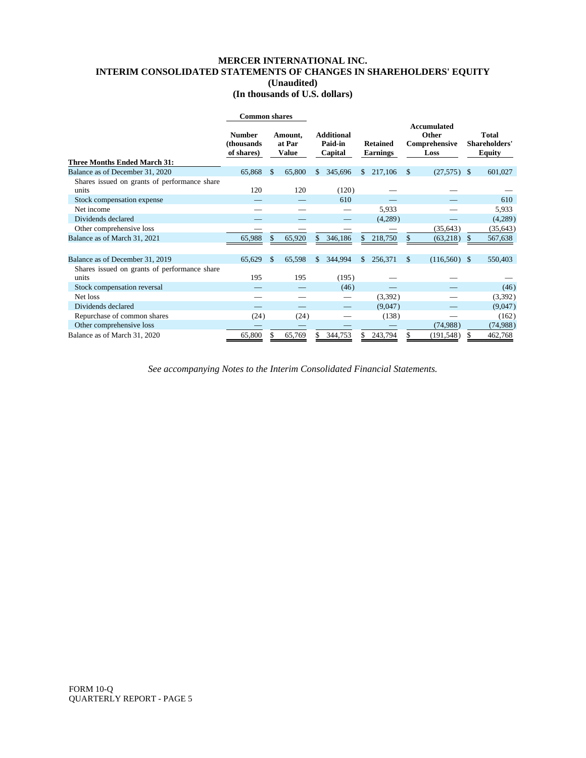# MERCER INTERNATIONAL INC.
## INTERIM CONSOLIDATED STATEMENTS OF CHANGES IN SHAREHOLDERS' EQUITY
### (Unaudited)
### (In thousands of U.S. dollars)

| | Common shares | | | | | |
|---|---|---|---|---|---|---|
| **Three Months Ended March 31:** | **Number (thousands of shares)** | **Amount, at Par Value** | **Additional Paid-in Capital** | **Retained Earnings** | **Accumulated Other Comprehensive Loss** | **Total Shareholders' Equity** |
| Balance as of December 31, 2020 | 65,868 | $ 65,800 | $ 345,696 | $ 217,106 | $ (27,575) | $ 601,027 |
| Shares issued on grants of performance share units | 120 | 120 | (120) | — | — | — |
| Stock compensation expense | — | — | 610 | — | — | 610 |
| Net income | — | — | — | 5,933 | — | 5,933 |
| Dividends declared | — | — | — | (4,289) | — | (4,289) |
| Other comprehensive loss | — | — | — | — | (35,643) | (35,643) |
| Balance as of March 31, 2021 | 65,988 | $ 65,920 | $ 346,186 | $ 218,750 | $ (63,218) | $ 567,638 |
| | | | | | | |
| Balance as of December 31, 2019 | 65,629 | $ 65,598 | $ 344,994 | $ 256,371 | $ (116,560) | $ 550,403 |
| Shares issued on grants of performance share units | 195 | 195 | (195) | — | — | — |
| Stock compensation reversal | — | — | (46) | — | — | (46) |
| Net loss | — | — | — | (3,392) | — | (3,392) |
| Dividends declared | — | — | — | (9,047) | — | (9,047) |
| Repurchase of common shares | (24) | (24) | — | (138) | — | (162) |
| Other comprehensive loss | — | — | — | — | (74,988) | (74,988) |
| Balance as of March 31, 2020 | 65,800 | $ 65,769 | $ 344,753 | $ 243,794 | $ (191,548) | $ 462,768 |

*See accompanying Notes to the Interim Consolidated Financial Statements.*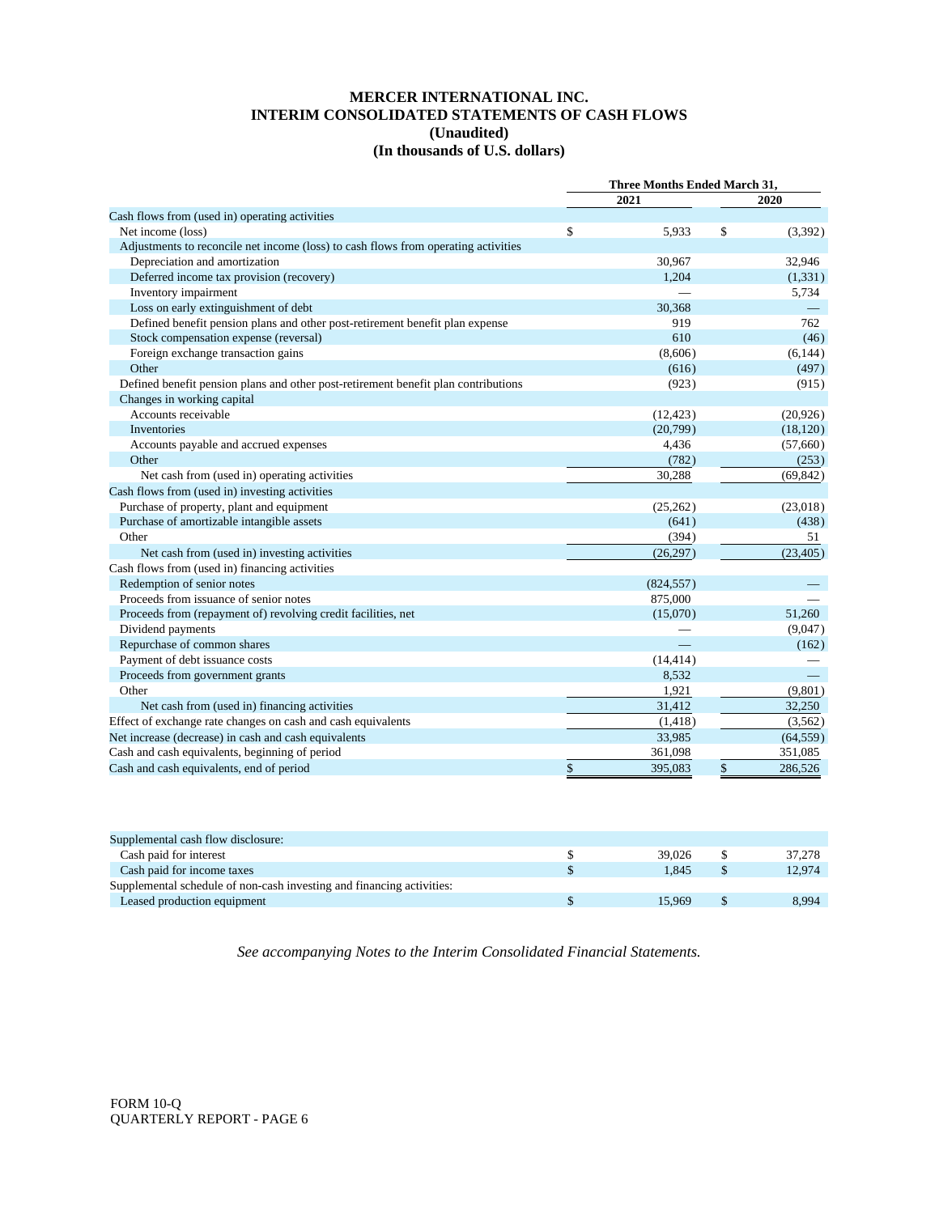# MERCER INTERNATIONAL INC.

## INTERIM CONSOLIDATED STATEMENTS OF CASH FLOWS

**(Unaudited)**

**(In thousands of U.S. dollars)**

| | Three Months Ended March 31, | |
|---|---|---|
| | 2021 | 2020 |
| Cash flows from (used in) operating activities | | |
| Net income (loss) | $ 5,933 | $ (3,392) |
| Adjustments to reconcile net income (loss) to cash flows from operating activities | | |
| Depreciation and amortization | 30,967 | 32,946 |
| Deferred income tax provision (recovery) | 1,204 | (1,331) |
| Inventory impairment | — | 5,734 |
| Loss on early extinguishment of debt | 30,368 | — |
| Defined benefit pension plans and other post-retirement benefit plan expense | 919 | 762 |
| Stock compensation expense (reversal) | 610 | (46) |
| Foreign exchange transaction gains | (8,606) | (6,144) |
| Other | (616) | (497) |
| Defined benefit pension plans and other post-retirement benefit plan contributions | (923) | (915) |
| Changes in working capital | | |
| Accounts receivable | (12,423) | (20,926) |
| Inventories | (20,799) | (18,120) |
| Accounts payable and accrued expenses | 4,436 | (57,660) |
| Other | (782) | (253) |
| Net cash from (used in) operating activities | 30,288 | (69,842) |
| Cash flows from (used in) investing activities | | |
| Purchase of property, plant and equipment | (25,262) | (23,018) |
| Purchase of amortizable intangible assets | (641) | (438) |
| Other | (394) | 51 |
| Net cash from (used in) investing activities | (26,297) | (23,405) |
| Cash flows from (used in) financing activities | | |
| Redemption of senior notes | (824,557) | — |
| Proceeds from issuance of senior notes | 875,000 | — |
| Proceeds from (repayment of) revolving credit facilities, net | (15,070) | 51,260 |
| Dividend payments | — | (9,047) |
| Repurchase of common shares | — | (162) |
| Payment of debt issuance costs | (14,414) | — |
| Proceeds from government grants | 8,532 | — |
| Other | 1,921 | (9,801) |
| Net cash from (used in) financing activities | 31,412 | 32,250 |
| Effect of exchange rate changes on cash and cash equivalents | (1,418) | (3,562) |
| Net increase (decrease) in cash and cash equivalents | 33,985 | (64,559) |
| Cash and cash equivalents, beginning of period | 361,098 | 351,085 |
| Cash and cash equivalents, end of period | $ 395,083 | $ 286,526 |

| | | |
|---|---|---|
| Supplemental cash flow disclosure: | | |
| Cash paid for interest | $ 39,026 | $ 37,278 |
| Cash paid for income taxes | $ 1,845 | $ 12,974 |
| Supplemental schedule of non-cash investing and financing activities: | | |
| Leased production equipment | $ 15,969 | $ 8,994 |

*See accompanying Notes to the Interim Consolidated Financial Statements.*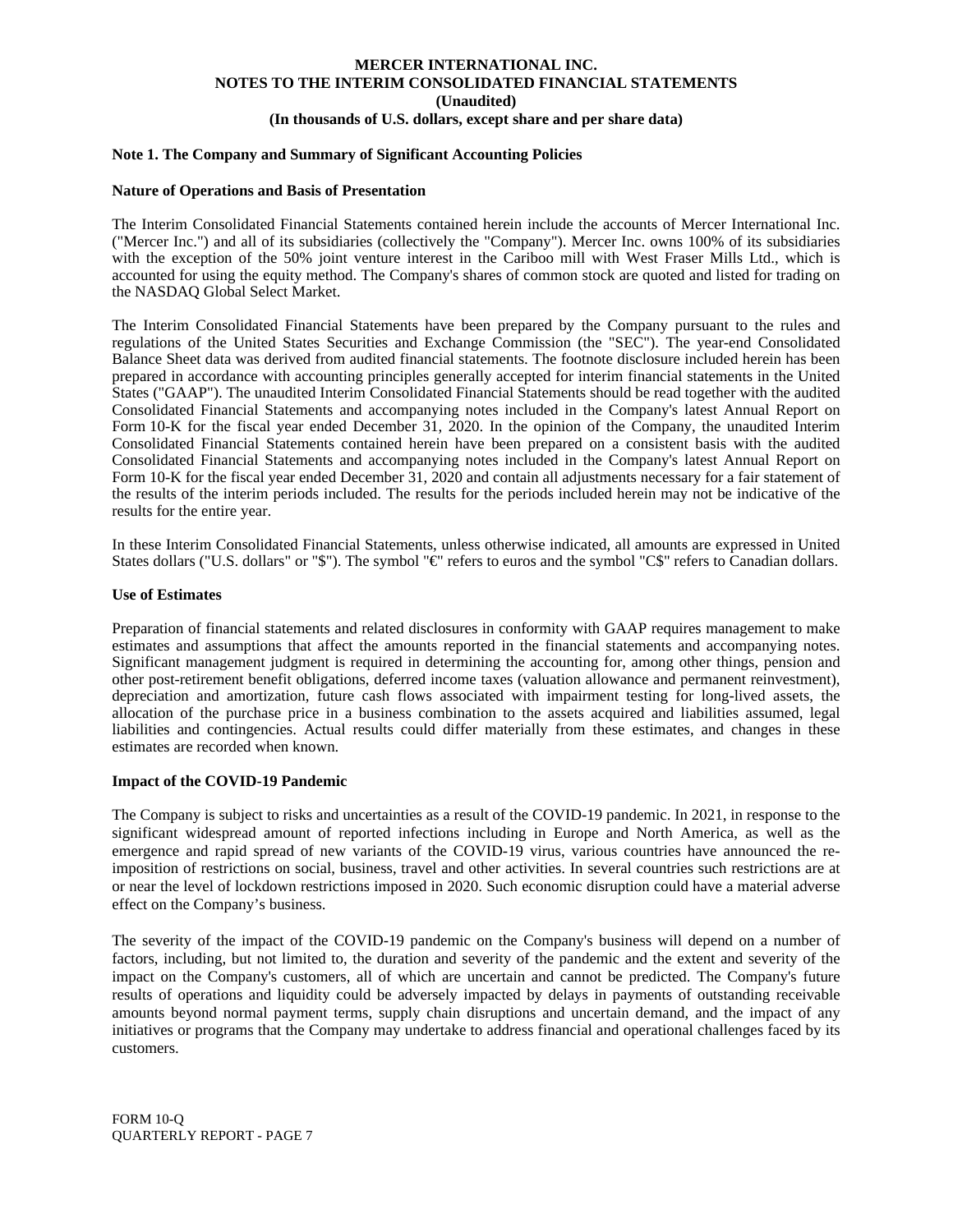**MERCER INTERNATIONAL INC.**
**NOTES TO THE INTERIM CONSOLIDATED FINANCIAL STATEMENTS**
**(Unaudited)**
**(In thousands of U.S. dollars, except share and per share data)**

**Note 1. The Company and Summary of Significant Accounting Policies**

**Nature of Operations and Basis of Presentation**

The Interim Consolidated Financial Statements contained herein include the accounts of Mercer International Inc. ("Mercer Inc.") and all of its subsidiaries (collectively the "Company"). Mercer Inc. owns 100% of its subsidiaries with the exception of the 50% joint venture interest in the Cariboo mill with West Fraser Mills Ltd., which is accounted for using the equity method. The Company's shares of common stock are quoted and listed for trading on the NASDAQ Global Select Market.

The Interim Consolidated Financial Statements have been prepared by the Company pursuant to the rules and regulations of the United States Securities and Exchange Commission (the "SEC"). The year-end Consolidated Balance Sheet data was derived from audited financial statements. The footnote disclosure included herein has been prepared in accordance with accounting principles generally accepted for interim financial statements in the United States ("GAAP"). The unaudited Interim Consolidated Financial Statements should be read together with the audited Consolidated Financial Statements and accompanying notes included in the Company's latest Annual Report on Form 10-K for the fiscal year ended December 31, 2020. In the opinion of the Company, the unaudited Interim Consolidated Financial Statements contained herein have been prepared on a consistent basis with the audited Consolidated Financial Statements and accompanying notes included in the Company's latest Annual Report on Form 10-K for the fiscal year ended December 31, 2020 and contain all adjustments necessary for a fair statement of the results of the interim periods included. The results for the periods included herein may not be indicative of the results for the entire year.

In these Interim Consolidated Financial Statements, unless otherwise indicated, all amounts are expressed in United States dollars ("U.S. dollars" or "$"). The symbol "€" refers to euros and the symbol "C$" refers to Canadian dollars.

**Use of Estimates**

Preparation of financial statements and related disclosures in conformity with GAAP requires management to make estimates and assumptions that affect the amounts reported in the financial statements and accompanying notes. Significant management judgment is required in determining the accounting for, among other things, pension and other post-retirement benefit obligations, deferred income taxes (valuation allowance and permanent reinvestment), depreciation and amortization, future cash flows associated with impairment testing for long-lived assets, the allocation of the purchase price in a business combination to the assets acquired and liabilities assumed, legal liabilities and contingencies. Actual results could differ materially from these estimates, and changes in these estimates are recorded when known.

**Impact of the COVID-19 Pandemic**

The Company is subject to risks and uncertainties as a result of the COVID-19 pandemic. In 2021, in response to the significant widespread amount of reported infections including in Europe and North America, as well as the emergence and rapid spread of new variants of the COVID-19 virus, various countries have announced the re-imposition of restrictions on social, business, travel and other activities. In several countries such restrictions are at or near the level of lockdown restrictions imposed in 2020. Such economic disruption could have a material adverse effect on the Company's business.

The severity of the impact of the COVID-19 pandemic on the Company's business will depend on a number of factors, including, but not limited to, the duration and severity of the pandemic and the extent and severity of the impact on the Company's customers, all of which are uncertain and cannot be predicted. The Company's future results of operations and liquidity could be adversely impacted by delays in payments of outstanding receivable amounts beyond normal payment terms, supply chain disruptions and uncertain demand, and the impact of any initiatives or programs that the Company may undertake to address financial and operational challenges faced by its customers.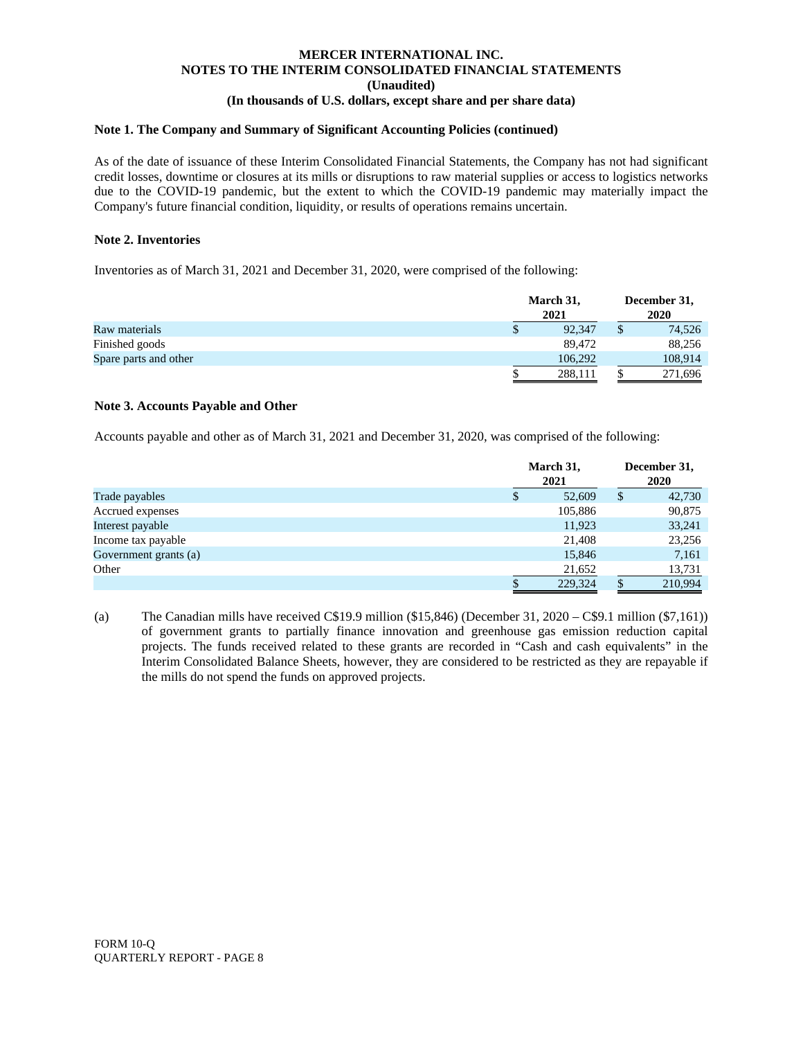MERCER INTERNATIONAL INC.
NOTES TO THE INTERIM CONSOLIDATED FINANCIAL STATEMENTS
(Unaudited)
(In thousands of U.S. dollars, except share and per share data)

### Note 1. The Company and Summary of Significant Accounting Policies (continued)

As of the date of issuance of these Interim Consolidated Financial Statements, the Company has not had significant credit losses, downtime or closures at its mills or disruptions to raw material supplies or access to logistics networks due to the COVID-19 pandemic, but the extent to which the COVID-19 pandemic may materially impact the Company's future financial condition, liquidity, or results of operations remains uncertain.

### Note 2. Inventories

Inventories as of March 31, 2021 and December 31, 2020, were comprised of the following:

| | March 31, 2021 | December 31, 2020 |
|---|---|---|
| Raw materials | $ 92,347 | $ 74,526 |
| Finished goods | 89,472 | 88,256 |
| Spare parts and other | 106,292 | 108,914 |
| | $ 288,111 | $ 271,696 |

### Note 3. Accounts Payable and Other

Accounts payable and other as of March 31, 2021 and December 31, 2020, was comprised of the following:

| | March 31, 2021 | December 31, 2020 |
|---|---|---|
| Trade payables | $ 52,609 | $ 42,730 |
| Accrued expenses | 105,886 | 90,875 |
| Interest payable | 11,923 | 33,241 |
| Income tax payable | 21,408 | 23,256 |
| Government grants (a) | 15,846 | 7,161 |
| Other | 21,652 | 13,731 |
| | $ 229,324 | $ 210,994 |

(a) The Canadian mills have received C$19.9 million ($15,846) (December 31, 2020 – C$9.1 million ($7,161)) of government grants to partially finance innovation and greenhouse gas emission reduction capital projects. The funds received related to these grants are recorded in "Cash and cash equivalents" in the Interim Consolidated Balance Sheets, however, they are considered to be restricted as they are repayable if the mills do not spend the funds on approved projects.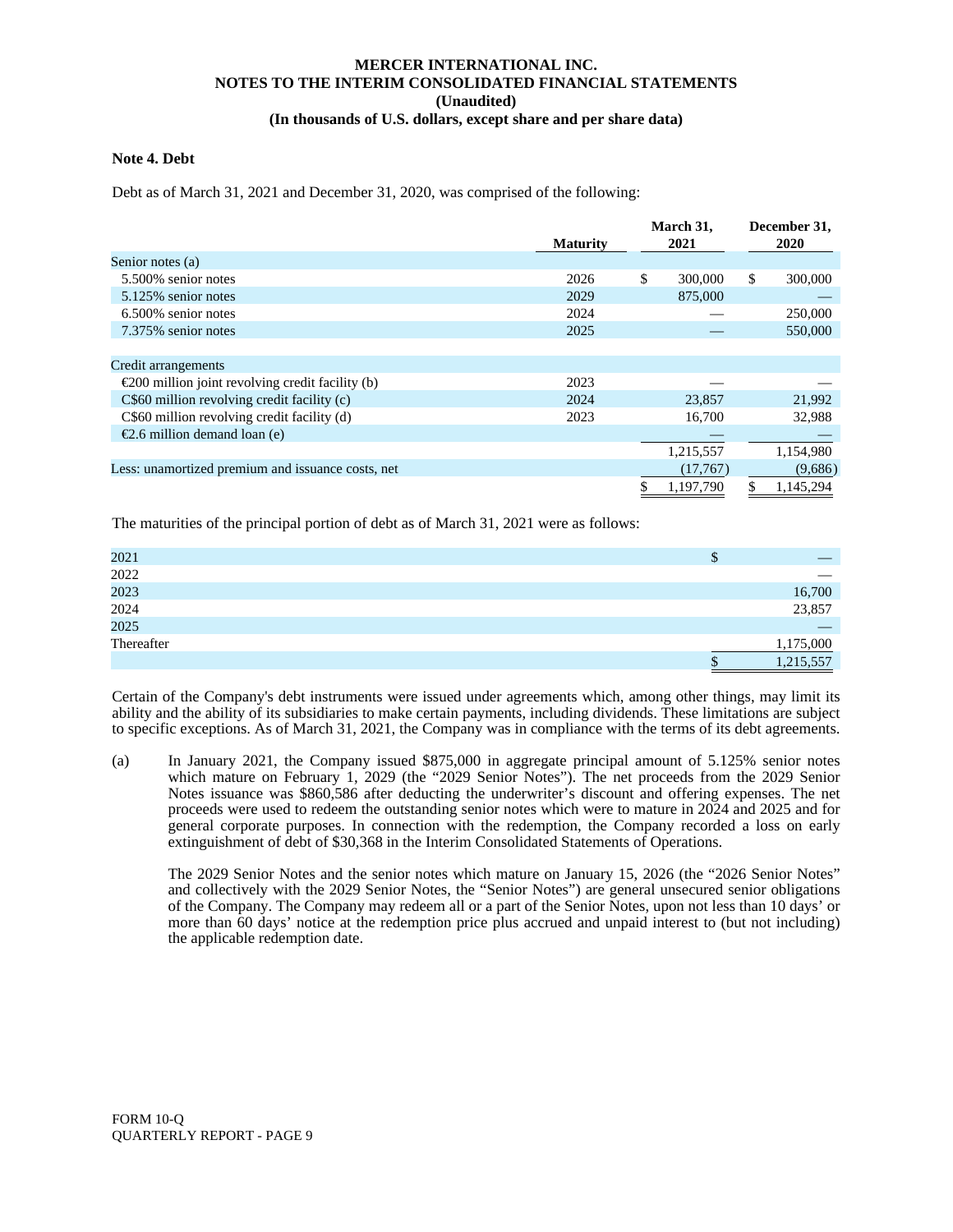**Note 4. Debt**

Debt as of March 31, 2021 and December 31, 2020, was comprised of the following:

| | Maturity | March 31, 2021 | December 31, 2020 |
|---|---|---|---|
| Senior notes (a) | | | |
| 5.500% senior notes | 2026 | $ 300,000 | $ 300,000 |
| 5.125% senior notes | 2029 | 875,000 | — |
| 6.500% senior notes | 2024 | — | 250,000 |
| 7.375% senior notes | 2025 | — | 550,000 |
| | | | |
| Credit arrangements | | | |
| €200 million joint revolving credit facility (b) | 2023 | — | — |
| C$60 million revolving credit facility (c) | 2024 | 23,857 | 21,992 |
| C$60 million revolving credit facility (d) | 2023 | 16,700 | 32,988 |
| €2.6 million demand loan (e) | | — | — |
| | | 1,215,557 | 1,154,980 |
| Less: unamortized premium and issuance costs, net | | (17,767) | (9,686) |
| | | $ 1,197,790 | $ 1,145,294 |

The maturities of the principal portion of debt as of March 31, 2021 were as follows:

| | |
|---|---|
| 2021 | $ — |
| 2022 | — |
| 2023 | 16,700 |
| 2024 | 23,857 |
| 2025 | — |
| Thereafter | 1,175,000 |
| | $ 1,215,557 |

Certain of the Company's debt instruments were issued under agreements which, among other things, may limit its ability and the ability of its subsidiaries to make certain payments, including dividends. These limitations are subject to specific exceptions. As of March 31, 2021, the Company was in compliance with the terms of its debt agreements.

(a) In January 2021, the Company issued $875,000 in aggregate principal amount of 5.125% senior notes which mature on February 1, 2029 (the "2029 Senior Notes"). The net proceeds from the 2029 Senior Notes issuance was $860,586 after deducting the underwriter's discount and offering expenses. The net proceeds were used to redeem the outstanding senior notes which were to mature in 2024 and 2025 and for general corporate purposes. In connection with the redemption, the Company recorded a loss on early extinguishment of debt of $30,368 in the Interim Consolidated Statements of Operations.

The 2029 Senior Notes and the senior notes which mature on January 15, 2026 (the "2026 Senior Notes" and collectively with the 2029 Senior Notes, the "Senior Notes") are general unsecured senior obligations of the Company. The Company may redeem all or a part of the Senior Notes, upon not less than 10 days' or more than 60 days' notice at the redemption price plus accrued and unpaid interest to (but not including) the applicable redemption date.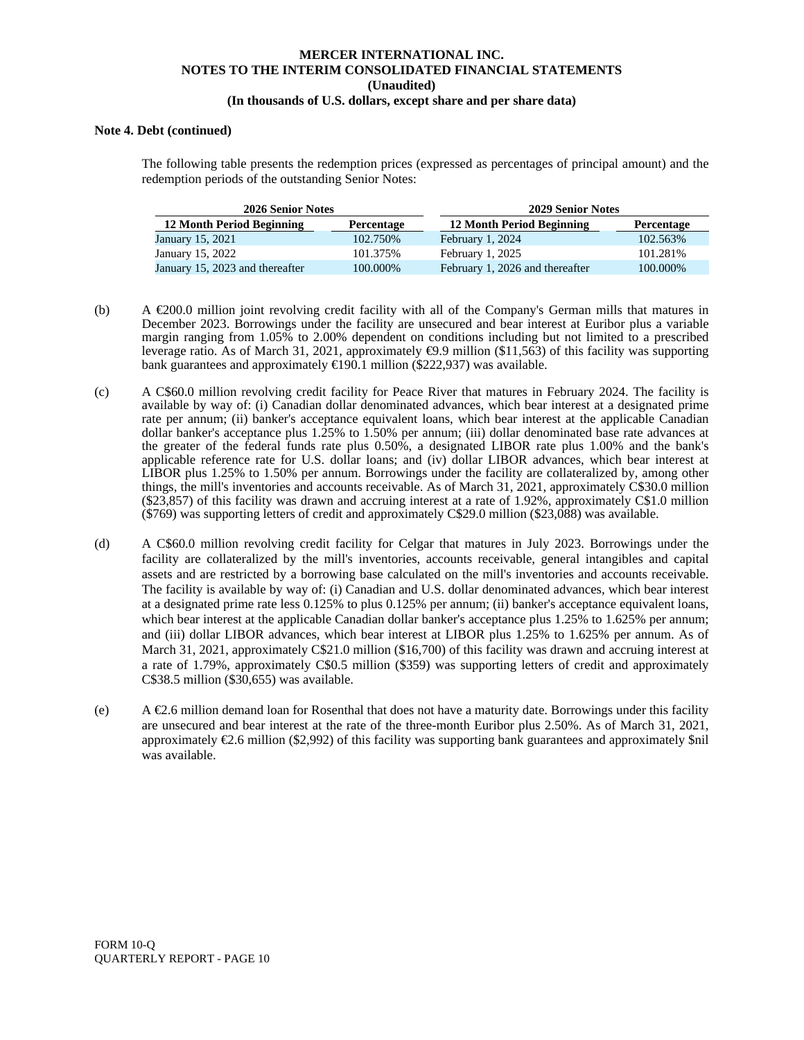**Note 4. Debt (continued)**

The following table presents the redemption prices (expressed as percentages of principal amount) and the redemption periods of the outstanding Senior Notes:

| 2026 Senior Notes | | 2029 Senior Notes | |
|---|---|---|---|
| 12 Month Period Beginning | Percentage | 12 Month Period Beginning | Percentage |
| January 15, 2021 | 102.750% | February 1, 2024 | 102.563% |
| January 15, 2022 | 101.375% | February 1, 2025 | 101.281% |
| January 15, 2023 and thereafter | 100.000% | February 1, 2026 and thereafter | 100.000% |

(b) A €200.0 million joint revolving credit facility with all of the Company's German mills that matures in December 2023. Borrowings under the facility are unsecured and bear interest at Euribor plus a variable margin ranging from 1.05% to 2.00% dependent on conditions including but not limited to a prescribed leverage ratio. As of March 31, 2021, approximately €9.9 million ($11,563) of this facility was supporting bank guarantees and approximately €190.1 million ($222,937) was available.

(c) A C$60.0 million revolving credit facility for Peace River that matures in February 2024. The facility is available by way of: (i) Canadian dollar denominated advances, which bear interest at a designated prime rate per annum; (ii) banker's acceptance equivalent loans, which bear interest at the applicable Canadian dollar banker's acceptance plus 1.25% to 1.50% per annum; (iii) dollar denominated base rate advances at the greater of the federal funds rate plus 0.50%, a designated LIBOR rate plus 1.00% and the bank's applicable reference rate for U.S. dollar loans; and (iv) dollar LIBOR advances, which bear interest at LIBOR plus 1.25% to 1.50% per annum. Borrowings under the facility are collateralized by, among other things, the mill's inventories and accounts receivable. As of March 31, 2021, approximately C$30.0 million ($23,857) of this facility was drawn and accruing interest at a rate of 1.92%, approximately C$1.0 million ($769) was supporting letters of credit and approximately C$29.0 million ($23,088) was available.

(d) A C$60.0 million revolving credit facility for Celgar that matures in July 2023. Borrowings under the facility are collateralized by the mill's inventories, accounts receivable, general intangibles and capital assets and are restricted by a borrowing base calculated on the mill's inventories and accounts receivable. The facility is available by way of: (i) Canadian and U.S. dollar denominated advances, which bear interest at a designated prime rate less 0.125% to plus 0.125% per annum; (ii) banker's acceptance equivalent loans, which bear interest at the applicable Canadian dollar banker's acceptance plus 1.25% to 1.625% per annum; and (iii) dollar LIBOR advances, which bear interest at LIBOR plus 1.25% to 1.625% per annum. As of March 31, 2021, approximately C$21.0 million ($16,700) of this facility was drawn and accruing interest at a rate of 1.79%, approximately C$0.5 million ($359) was supporting letters of credit and approximately C$38.5 million ($30,655) was available.

(e) A €2.6 million demand loan for Rosenthal that does not have a maturity date. Borrowings under this facility are unsecured and bear interest at the rate of the three-month Euribor plus 2.50%. As of March 31, 2021, approximately €2.6 million ($2,992) of this facility was supporting bank guarantees and approximately $nil was available.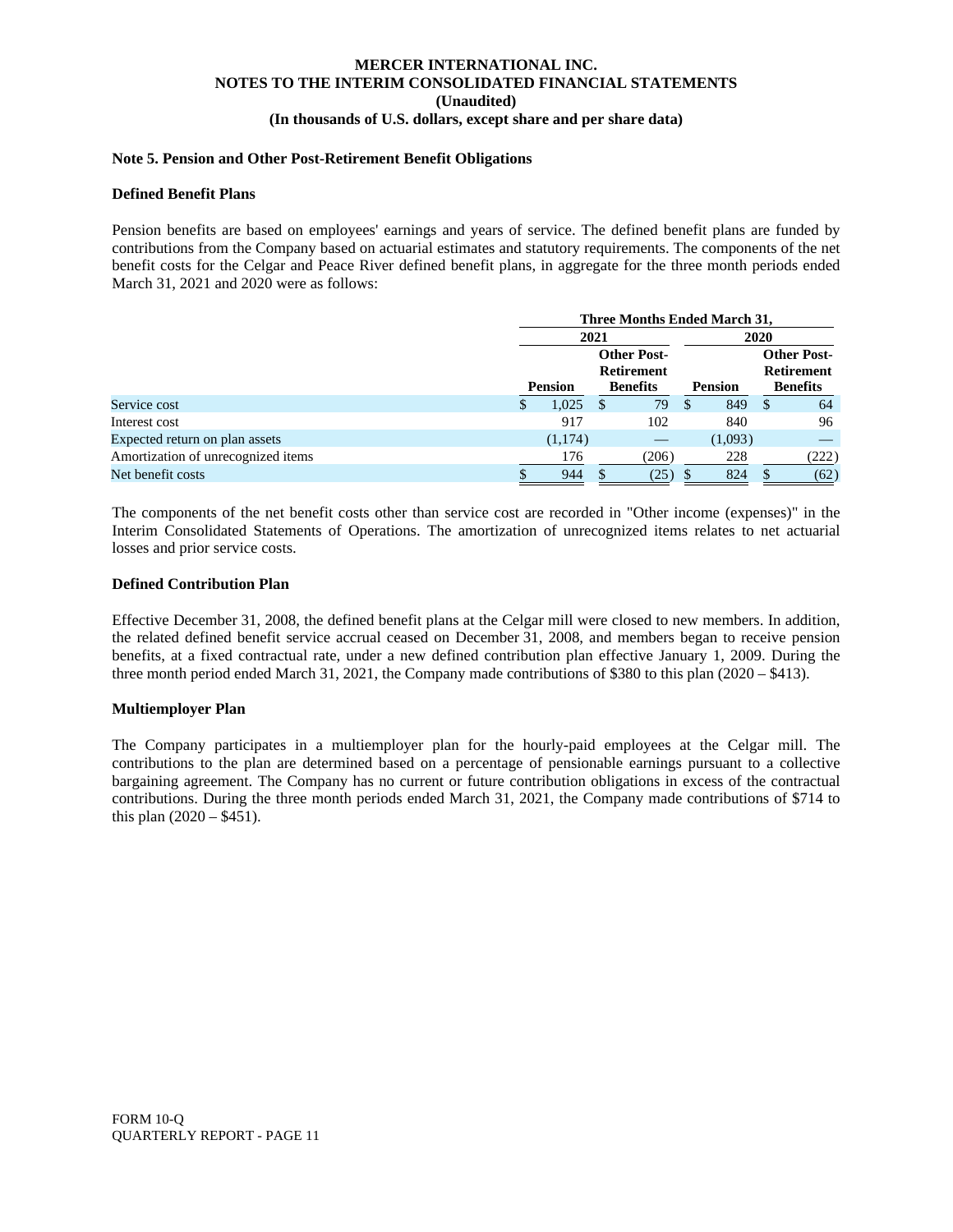**MERCER INTERNATIONAL INC.**
**NOTES TO THE INTERIM CONSOLIDATED FINANCIAL STATEMENTS**
**(Unaudited)**
**(In thousands of U.S. dollars, except share and per share data)**

### Note 5. Pension and Other Post-Retirement Benefit Obligations

#### Defined Benefit Plans

Pension benefits are based on employees' earnings and years of service. The defined benefit plans are funded by contributions from the Company based on actuarial estimates and statutory requirements. The components of the net benefit costs for the Celgar and Peace River defined benefit plans, in aggregate for the three month periods ended March 31, 2021 and 2020 were as follows:

| | Three Months Ended March 31, | | | |
|---|---|---|---|---|
| | 2021 | | 2020 | |
| | Pension | Other Post-Retirement Benefits | Pension | Other Post-Retirement Benefits |
| Service cost | $ 1,025 | $ 79 | $ 849 | $ 64 |
| Interest cost | 917 | 102 | 840 | 96 |
| Expected return on plan assets | (1,174) | — | (1,093) | — |
| Amortization of unrecognized items | 176 | (206) | 228 | (222) |
| Net benefit costs | $ 944 | $ (25) | $ 824 | $ (62) |

The components of the net benefit costs other than service cost are recorded in "Other income (expenses)" in the Interim Consolidated Statements of Operations. The amortization of unrecognized items relates to net actuarial losses and prior service costs.

#### Defined Contribution Plan

Effective December 31, 2008, the defined benefit plans at the Celgar mill were closed to new members. In addition, the related defined benefit service accrual ceased on December 31, 2008, and members began to receive pension benefits, at a fixed contractual rate, under a new defined contribution plan effective January 1, 2009. During the three month period ended March 31, 2021, the Company made contributions of $380 to this plan (2020 – $413).

#### Multiemployer Plan

The Company participates in a multiemployer plan for the hourly-paid employees at the Celgar mill. The contributions to the plan are determined based on a percentage of pensionable earnings pursuant to a collective bargaining agreement. The Company has no current or future contribution obligations in excess of the contractual contributions. During the three month periods ended March 31, 2021, the Company made contributions of $714 to this plan (2020 – $451).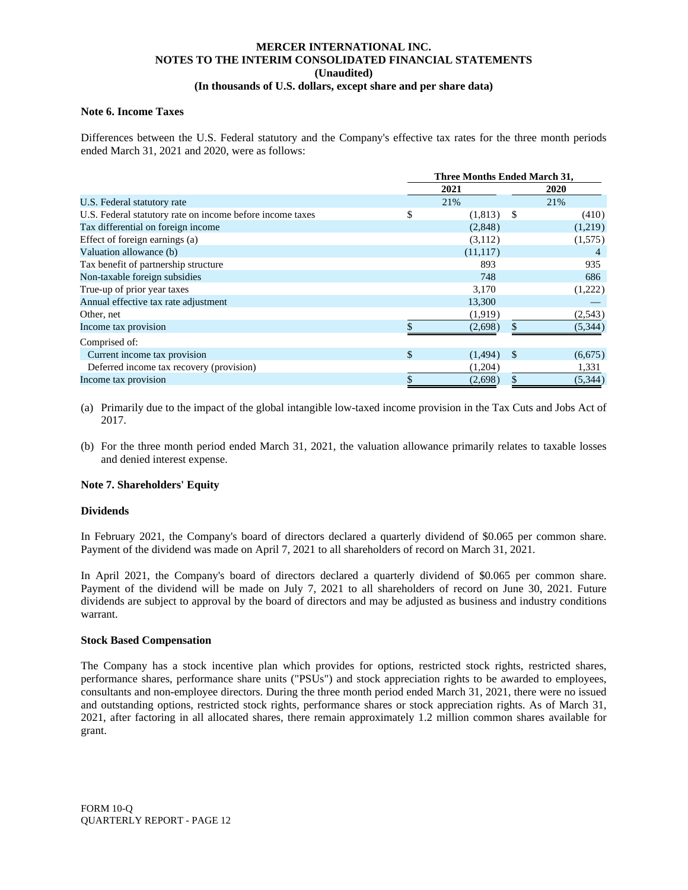# MERCER INTERNATIONAL INC.
## NOTES TO THE INTERIM CONSOLIDATED FINANCIAL STATEMENTS
### (Unaudited)
### (In thousands of U.S. dollars, except share and per share data)

**Note 6. Income Taxes**

Differences between the U.S. Federal statutory and the Company's effective tax rates for the three month periods ended March 31, 2021 and 2020, were as follows:

| | Three Months Ended March 31, | |
|---|---|---|
| | 2021 | 2020 |
| U.S. Federal statutory rate | 21% | 21% |
| U.S. Federal statutory rate on income before income taxes | $ (1,813) | $ (410) |
| Tax differential on foreign income | (2,848) | (1,219) |
| Effect of foreign earnings (a) | (3,112) | (1,575) |
| Valuation allowance (b) | (11,117) | 4 |
| Tax benefit of partnership structure | 893 | 935 |
| Non-taxable foreign subsidies | 748 | 686 |
| True-up of prior year taxes | 3,170 | (1,222) |
| Annual effective tax rate adjustment | 13,300 | — |
| Other, net | (1,919) | (2,543) |
| Income tax provision | $ (2,698) | $ (5,344) |
| Comprised of: | | |
| Current income tax provision | $ (1,494) | $ (6,675) |
| Deferred income tax recovery (provision) | (1,204) | 1,331 |
| Income tax provision | $ (2,698) | $ (5,344) |

(a) Primarily due to the impact of the global intangible low-taxed income provision in the Tax Cuts and Jobs Act of 2017.

(b) For the three month period ended March 31, 2021, the valuation allowance primarily relates to taxable losses and denied interest expense.

**Note 7. Shareholders' Equity**

**Dividends**

In February 2021, the Company's board of directors declared a quarterly dividend of $0.065 per common share. Payment of the dividend was made on April 7, 2021 to all shareholders of record on March 31, 2021.

In April 2021, the Company's board of directors declared a quarterly dividend of $0.065 per common share. Payment of the dividend will be made on July 7, 2021 to all shareholders of record on June 30, 2021. Future dividends are subject to approval by the board of directors and may be adjusted as business and industry conditions warrant.

**Stock Based Compensation**

The Company has a stock incentive plan which provides for options, restricted stock rights, restricted shares, performance shares, performance share units ("PSUs") and stock appreciation rights to be awarded to employees, consultants and non-employee directors. During the three month period ended March 31, 2021, there were no issued and outstanding options, restricted stock rights, performance shares or stock appreciation rights. As of March 31, 2021, after factoring in all allocated shares, there remain approximately 1.2 million common shares available for grant.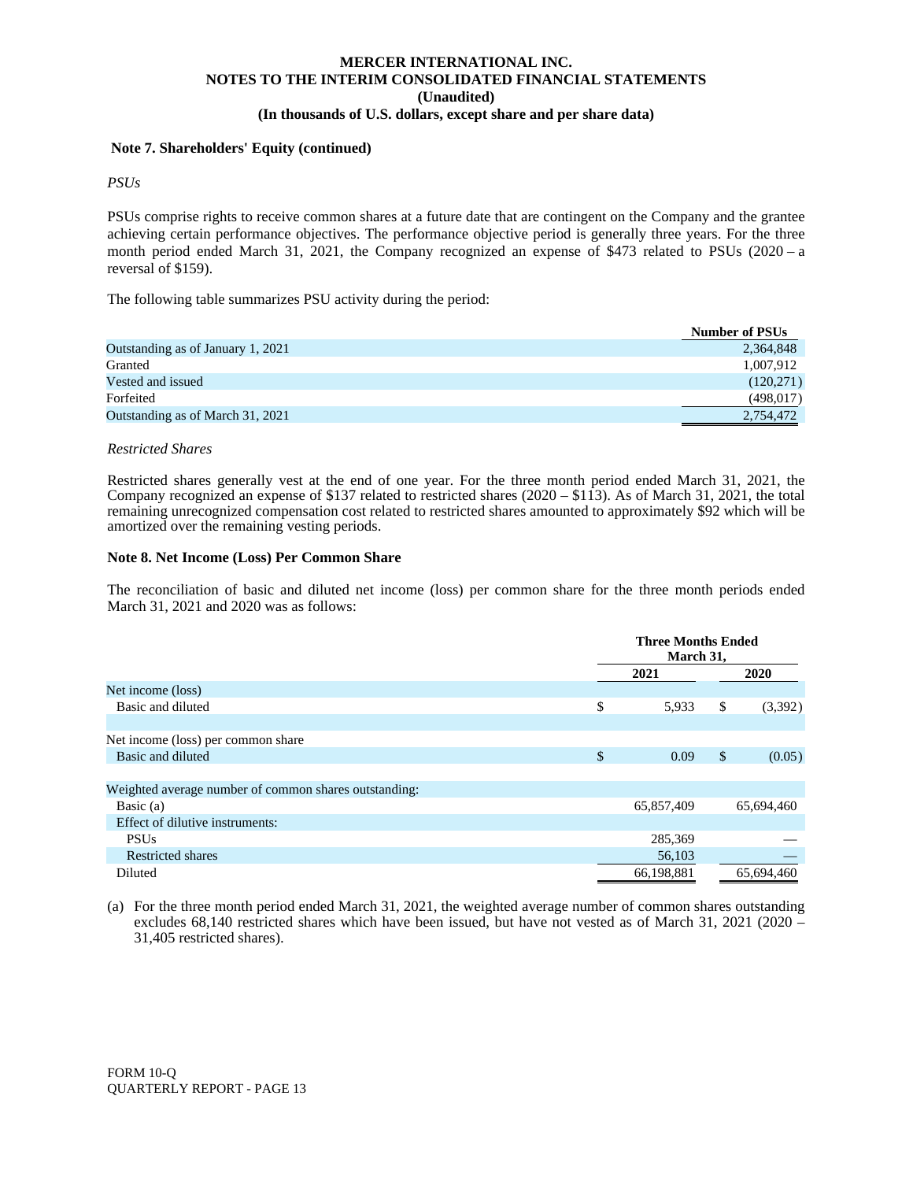**Note 7. Shareholders' Equity (continued)**

*PSUs*

PSUs comprise rights to receive common shares at a future date that are contingent on the Company and the grantee achieving certain performance objectives. The performance objective period is generally three years. For the three month period ended March 31, 2021, the Company recognized an expense of $473 related to PSUs (2020 – a reversal of $159).

The following table summarizes PSU activity during the period:

| | Number of PSUs |
|---|---|
| Outstanding as of January 1, 2021 | 2,364,848 |
| Granted | 1,007,912 |
| Vested and issued | (120,271) |
| Forfeited | (498,017) |
| Outstanding as of March 31, 2021 | 2,754,472 |

*Restricted Shares*

Restricted shares generally vest at the end of one year. For the three month period ended March 31, 2021, the Company recognized an expense of $137 related to restricted shares (2020 – $113). As of March 31, 2021, the total remaining unrecognized compensation cost related to restricted shares amounted to approximately $92 which will be amortized over the remaining vesting periods.

**Note 8. Net Income (Loss) Per Common Share**

The reconciliation of basic and diluted net income (loss) per common share for the three month periods ended March 31, 2021 and 2020 was as follows:

| | Three Months Ended March 31, | |
|---|---|---|
| | 2021 | 2020 |
| Net income (loss) | | |
| Basic and diluted | $ 5,933 | $ (3,392) |
| | | |
| Net income (loss) per common share | | |
| Basic and diluted | $ 0.09 | $ (0.05) |
| | | |
| Weighted average number of common shares outstanding: | | |
| Basic (a) | 65,857,409 | 65,694,460 |
| Effect of dilutive instruments: | | |
| PSUs | 285,369 | — |
| Restricted shares | 56,103 | — |
| Diluted | 66,198,881 | 65,694,460 |

(a) For the three month period ended March 31, 2021, the weighted average number of common shares outstanding excludes 68,140 restricted shares which have been issued, but have not vested as of March 31, 2021 (2020 – 31,405 restricted shares).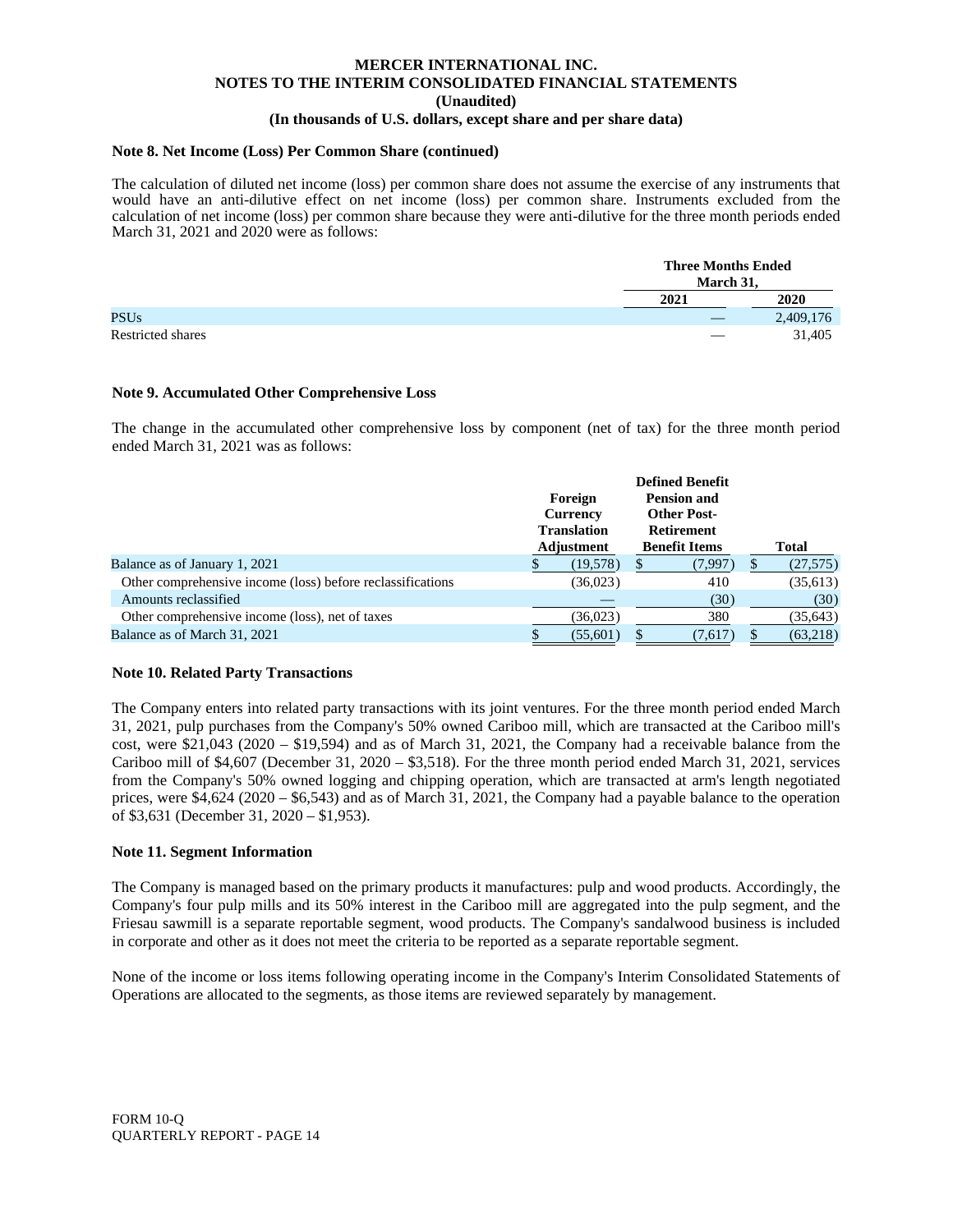**Note 8. Net Income (Loss) Per Common Share (continued)**

The calculation of diluted net income (loss) per common share does not assume the exercise of any instruments that would have an anti-dilutive effect on net income (loss) per common share. Instruments excluded from the calculation of net income (loss) per common share because they were anti-dilutive for the three month periods ended March 31, 2021 and 2020 were as follows:

| | Three Months Ended March 31, | |
|---|---|---|
| | 2021 | 2020 |
| PSUs | — | 2,409,176 |
| Restricted shares | — | 31,405 |

**Note 9. Accumulated Other Comprehensive Loss**

The change in the accumulated other comprehensive loss by component (net of tax) for the three month period ended March 31, 2021 was as follows:

| | Foreign Currency Translation Adjustment | Defined Benefit Pension and Other Post-Retirement Benefit Items | Total |
|---|---|---|---|
| Balance as of January 1, 2021 | $ (19,578) | $ (7,997) | $ (27,575) |
| Other comprehensive income (loss) before reclassifications | (36,023) | 410 | (35,613) |
| Amounts reclassified | — | (30) | (30) |
| Other comprehensive income (loss), net of taxes | (36,023) | 380 | (35,643) |
| Balance as of March 31, 2021 | $ (55,601) | $ (7,617) | $ (63,218) |

**Note 10. Related Party Transactions**

The Company enters into related party transactions with its joint ventures. For the three month period ended March 31, 2021, pulp purchases from the Company's 50% owned Cariboo mill, which are transacted at the Cariboo mill's cost, were $21,043 (2020 – $19,594) and as of March 31, 2021, the Company had a receivable balance from the Cariboo mill of $4,607 (December 31, 2020 – $3,518). For the three month period ended March 31, 2021, services from the Company's 50% owned logging and chipping operation, which are transacted at arm's length negotiated prices, were $4,624 (2020 – $6,543) and as of March 31, 2021, the Company had a payable balance to the operation of $3,631 (December 31, 2020 – $1,953).

**Note 11. Segment Information**

The Company is managed based on the primary products it manufactures: pulp and wood products. Accordingly, the Company's four pulp mills and its 50% interest in the Cariboo mill are aggregated into the pulp segment, and the Friesau sawmill is a separate reportable segment, wood products. The Company's sandalwood business is included in corporate and other as it does not meet the criteria to be reported as a separate reportable segment.

None of the income or loss items following operating income in the Company's Interim Consolidated Statements of Operations are allocated to the segments, as those items are reviewed separately by management.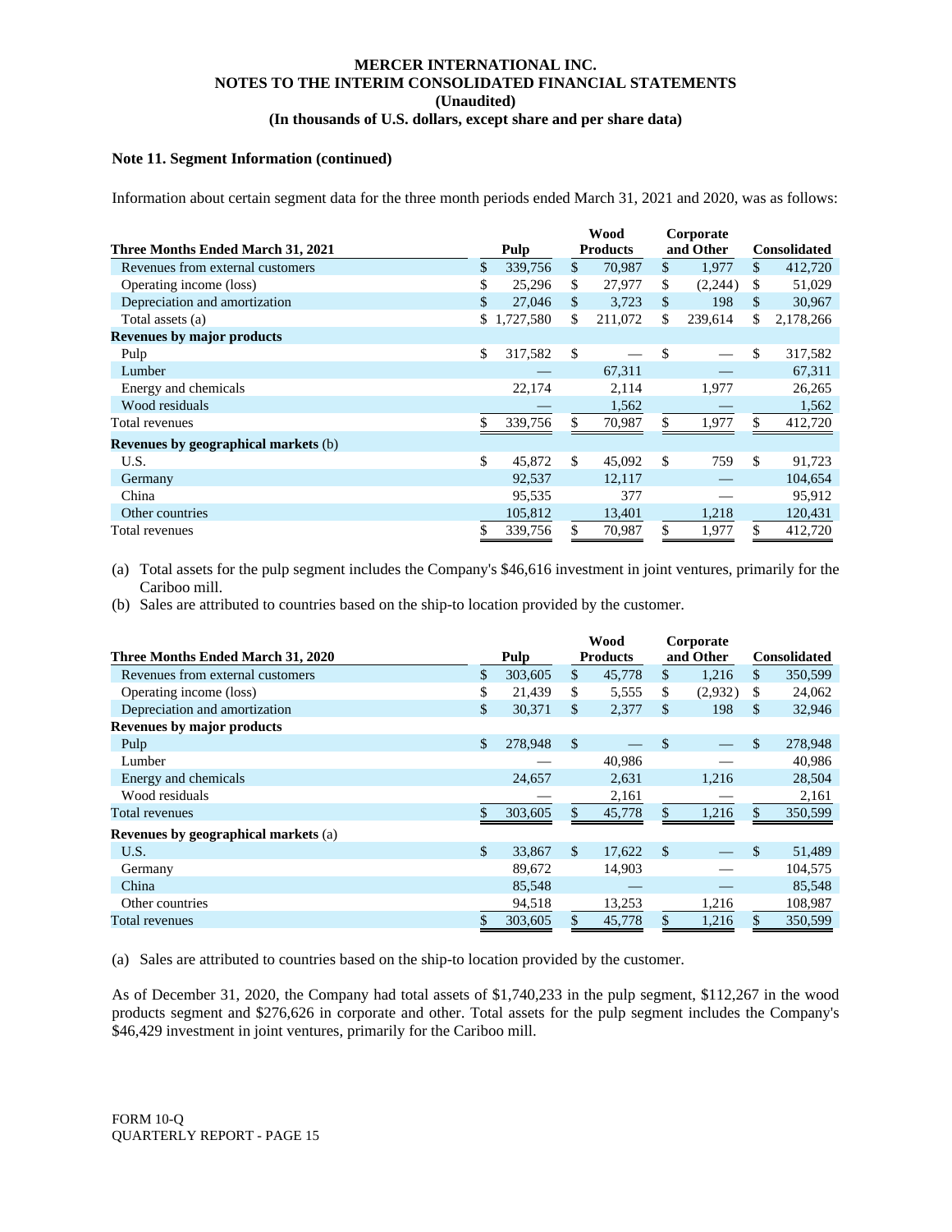**MERCER INTERNATIONAL INC.**
**NOTES TO THE INTERIM CONSOLIDATED FINANCIAL STATEMENTS**
**(Unaudited)**
**(In thousands of U.S. dollars, except share and per share data)**

**Note 11. Segment Information (continued)**

Information about certain segment data for the three month periods ended March 31, 2021 and 2020, was as follows:

| Three Months Ended March 31, 2021 | Pulp | Wood Products | Corporate and Other | Consolidated |
|---|---|---|---|---|
| Revenues from external customers | $ 339,756 | $ 70,987 | $ 1,977 | $ 412,720 |
| Operating income (loss) | $ 25,296 | $ 27,977 | $ (2,244) | $ 51,029 |
| Depreciation and amortization | $ 27,046 | $ 3,723 | $ 198 | $ 30,967 |
| Total assets (a) | $ 1,727,580 | $ 211,072 | $ 239,614 | $ 2,178,266 |
| **Revenues by major products** | | | | |
| Pulp | $ 317,582 | $ — | $ — | $ 317,582 |
| Lumber | — | 67,311 | — | 67,311 |
| Energy and chemicals | 22,174 | 2,114 | 1,977 | 26,265 |
| Wood residuals | — | 1,562 | — | 1,562 |
| Total revenues | $ 339,756 | $ 70,987 | $ 1,977 | $ 412,720 |
| **Revenues by geographical markets** (b) | | | | |
| U.S. | $ 45,872 | $ 45,092 | $ 759 | $ 91,723 |
| Germany | 92,537 | 12,117 | — | 104,654 |
| China | 95,535 | 377 | — | 95,912 |
| Other countries | 105,812 | 13,401 | 1,218 | 120,431 |
| Total revenues | $ 339,756 | $ 70,987 | $ 1,977 | $ 412,720 |

(a) Total assets for the pulp segment includes the Company's $46,616 investment in joint ventures, primarily for the Cariboo mill.

(b) Sales are attributed to countries based on the ship-to location provided by the customer.

| Three Months Ended March 31, 2020 | Pulp | Wood Products | Corporate and Other | Consolidated |
|---|---|---|---|---|
| Revenues from external customers | $ 303,605 | $ 45,778 | $ 1,216 | $ 350,599 |
| Operating income (loss) | $ 21,439 | $ 5,555 | $ (2,932) | $ 24,062 |
| Depreciation and amortization | $ 30,371 | $ 2,377 | $ 198 | $ 32,946 |
| **Revenues by major products** | | | | |
| Pulp | $ 278,948 | $ — | $ — | $ 278,948 |
| Lumber | — | 40,986 | — | 40,986 |
| Energy and chemicals | 24,657 | 2,631 | 1,216 | 28,504 |
| Wood residuals | — | 2,161 | — | 2,161 |
| Total revenues | $ 303,605 | $ 45,778 | $ 1,216 | $ 350,599 |
| **Revenues by geographical markets** (a) | | | | |
| U.S. | $ 33,867 | $ 17,622 | $ — | $ 51,489 |
| Germany | 89,672 | 14,903 | — | 104,575 |
| China | 85,548 | — | — | 85,548 |
| Other countries | 94,518 | 13,253 | 1,216 | 108,987 |
| Total revenues | $ 303,605 | $ 45,778 | $ 1,216 | $ 350,599 |

(a) Sales are attributed to countries based on the ship-to location provided by the customer.

As of December 31, 2020, the Company had total assets of $1,740,233 in the pulp segment, $112,267 in the wood products segment and $276,626 in corporate and other. Total assets for the pulp segment includes the Company's $46,429 investment in joint ventures, primarily for the Cariboo mill.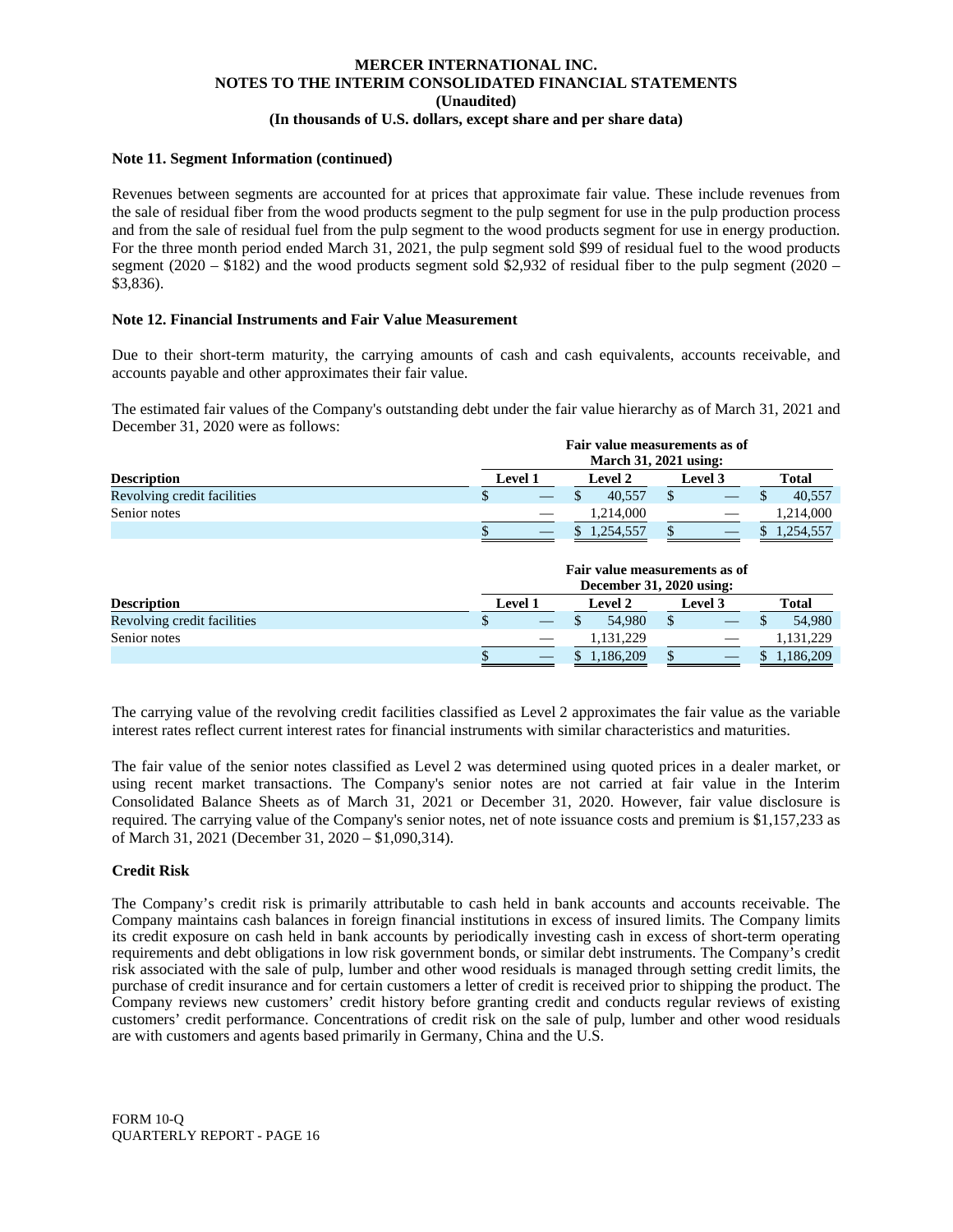**Note 11. Segment Information (continued)**

Revenues between segments are accounted for at prices that approximate fair value. These include revenues from the sale of residual fiber from the wood products segment to the pulp segment for use in the pulp production process and from the sale of residual fuel from the pulp segment to the wood products segment for use in energy production. For the three month period ended March 31, 2021, the pulp segment sold $99 of residual fuel to the wood products segment (2020 – $182) and the wood products segment sold $2,932 of residual fiber to the pulp segment (2020 – $3,836).

**Note 12. Financial Instruments and Fair Value Measurement**

Due to their short-term maturity, the carrying amounts of cash and cash equivalents, accounts receivable, and accounts payable and other approximates their fair value.

The estimated fair values of the Company's outstanding debt under the fair value hierarchy as of March 31, 2021 and December 31, 2020 were as follows:

| | Fair value measurements as of March 31, 2021 using: | | | |
|---|---|---|---|---|
| **Description** | **Level 1** | **Level 2** | **Level 3** | **Total** |
| Revolving credit facilities | $ — | $ 40,557 | $ — | $ 40,557 |
| Senior notes | — | 1,214,000 | — | 1,214,000 |
| | $ — | $ 1,254,557 | $ — | $ 1,254,557 |

| | Fair value measurements as of December 31, 2020 using: | | | |
|---|---|---|---|---|
| **Description** | **Level 1** | **Level 2** | **Level 3** | **Total** |
| Revolving credit facilities | $ — | $ 54,980 | $ — | $ 54,980 |
| Senior notes | — | 1,131,229 | — | 1,131,229 |
| | $ — | $ 1,186,209 | $ — | $ 1,186,209 |

The carrying value of the revolving credit facilities classified as Level 2 approximates the fair value as the variable interest rates reflect current interest rates for financial instruments with similar characteristics and maturities.

The fair value of the senior notes classified as Level 2 was determined using quoted prices in a dealer market, or using recent market transactions. The Company's senior notes are not carried at fair value in the Interim Consolidated Balance Sheets as of March 31, 2021 or December 31, 2020. However, fair value disclosure is required. The carrying value of the Company's senior notes, net of note issuance costs and premium is $1,157,233 as of March 31, 2021 (December 31, 2020 – $1,090,314).

**Credit Risk**

The Company's credit risk is primarily attributable to cash held in bank accounts and accounts receivable. The Company maintains cash balances in foreign financial institutions in excess of insured limits. The Company limits its credit exposure on cash held in bank accounts by periodically investing cash in excess of short-term operating requirements and debt obligations in low risk government bonds, or similar debt instruments. The Company's credit risk associated with the sale of pulp, lumber and other wood residuals is managed through setting credit limits, the purchase of credit insurance and for certain customers a letter of credit is received prior to shipping the product. The Company reviews new customers' credit history before granting credit and conducts regular reviews of existing customers' credit performance. Concentrations of credit risk on the sale of pulp, lumber and other wood residuals are with customers and agents based primarily in Germany, China and the U.S.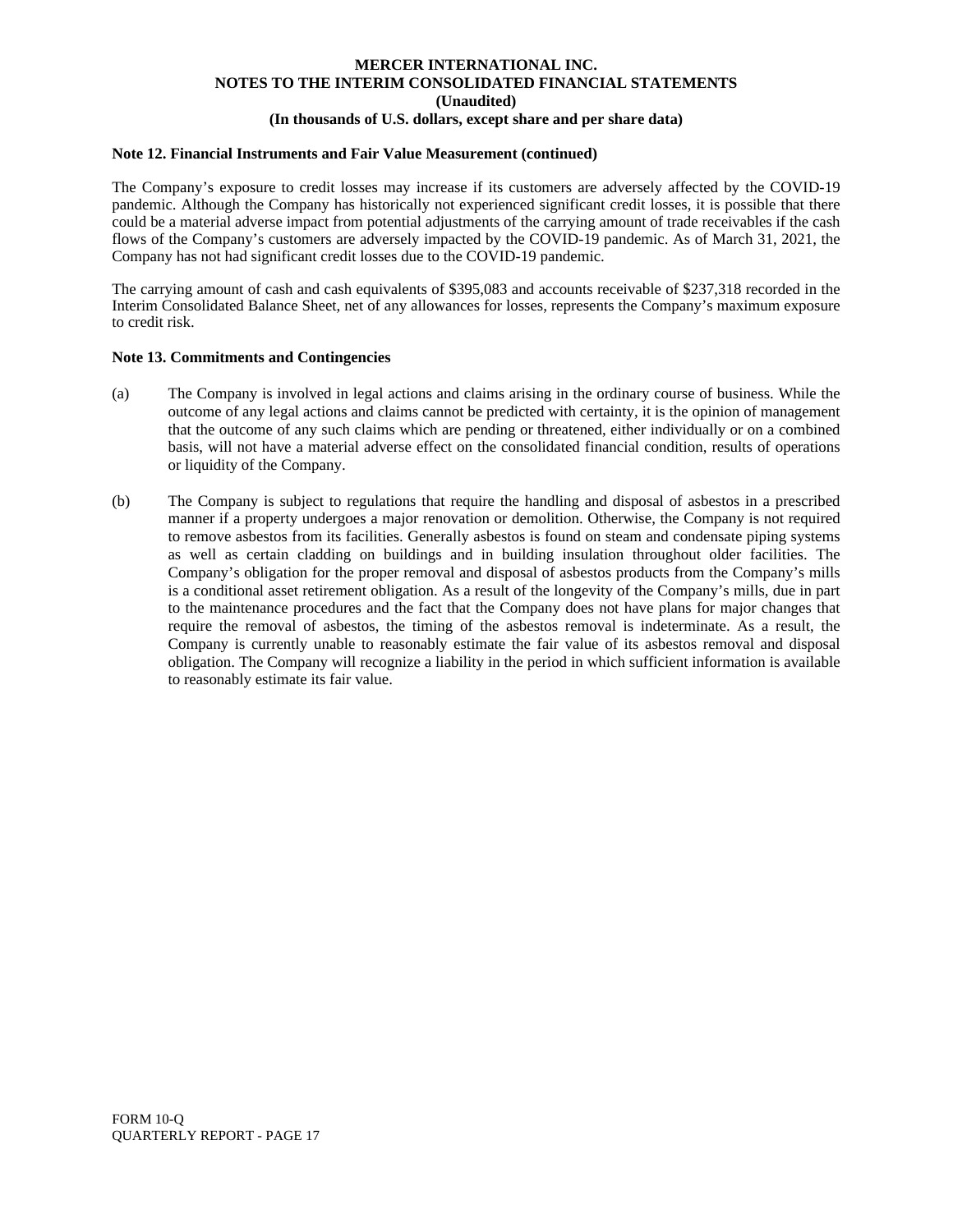#### Note 12. Financial Instruments and Fair Value Measurement (continued)

The Company's exposure to credit losses may increase if its customers are adversely affected by the COVID-19 pandemic. Although the Company has historically not experienced significant credit losses, it is possible that there could be a material adverse impact from potential adjustments of the carrying amount of trade receivables if the cash flows of the Company's customers are adversely impacted by the COVID-19 pandemic. As of March 31, 2021, the Company has not had significant credit losses due to the COVID-19 pandemic.

The carrying amount of cash and cash equivalents of $395,083 and accounts receivable of $237,318 recorded in the Interim Consolidated Balance Sheet, net of any allowances for losses, represents the Company's maximum exposure to credit risk.

#### Note 13. Commitments and Contingencies

(a) The Company is involved in legal actions and claims arising in the ordinary course of business. While the outcome of any legal actions and claims cannot be predicted with certainty, it is the opinion of management that the outcome of any such claims which are pending or threatened, either individually or on a combined basis, will not have a material adverse effect on the consolidated financial condition, results of operations or liquidity of the Company.

(b) The Company is subject to regulations that require the handling and disposal of asbestos in a prescribed manner if a property undergoes a major renovation or demolition. Otherwise, the Company is not required to remove asbestos from its facilities. Generally asbestos is found on steam and condensate piping systems as well as certain cladding on buildings and in building insulation throughout older facilities. The Company's obligation for the proper removal and disposal of asbestos products from the Company's mills is a conditional asset retirement obligation. As a result of the longevity of the Company's mills, due in part to the maintenance procedures and the fact that the Company does not have plans for major changes that require the removal of asbestos, the timing of the asbestos removal is indeterminate. As a result, the Company is currently unable to reasonably estimate the fair value of its asbestos removal and disposal obligation. The Company will recognize a liability in the period in which sufficient information is available to reasonably estimate its fair value.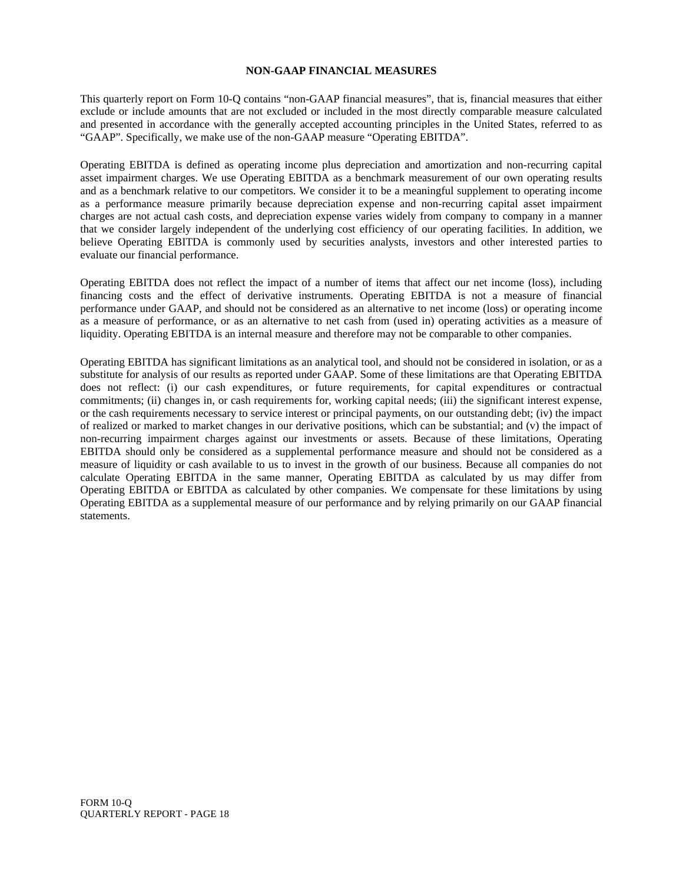## NON-GAAP FINANCIAL MEASURES

This quarterly report on Form 10-Q contains "non-GAAP financial measures", that is, financial measures that either exclude or include amounts that are not excluded or included in the most directly comparable measure calculated and presented in accordance with the generally accepted accounting principles in the United States, referred to as "GAAP". Specifically, we make use of the non-GAAP measure "Operating EBITDA".

Operating EBITDA is defined as operating income plus depreciation and amortization and non-recurring capital asset impairment charges. We use Operating EBITDA as a benchmark measurement of our own operating results and as a benchmark relative to our competitors. We consider it to be a meaningful supplement to operating income as a performance measure primarily because depreciation expense and non-recurring capital asset impairment charges are not actual cash costs, and depreciation expense varies widely from company to company in a manner that we consider largely independent of the underlying cost efficiency of our operating facilities. In addition, we believe Operating EBITDA is commonly used by securities analysts, investors and other interested parties to evaluate our financial performance.

Operating EBITDA does not reflect the impact of a number of items that affect our net income (loss), including financing costs and the effect of derivative instruments. Operating EBITDA is not a measure of financial performance under GAAP, and should not be considered as an alternative to net income (loss) or operating income as a measure of performance, or as an alternative to net cash from (used in) operating activities as a measure of liquidity. Operating EBITDA is an internal measure and therefore may not be comparable to other companies.

Operating EBITDA has significant limitations as an analytical tool, and should not be considered in isolation, or as a substitute for analysis of our results as reported under GAAP. Some of these limitations are that Operating EBITDA does not reflect: (i) our cash expenditures, or future requirements, for capital expenditures or contractual commitments; (ii) changes in, or cash requirements for, working capital needs; (iii) the significant interest expense, or the cash requirements necessary to service interest or principal payments, on our outstanding debt; (iv) the impact of realized or marked to market changes in our derivative positions, which can be substantial; and (v) the impact of non-recurring impairment charges against our investments or assets. Because of these limitations, Operating EBITDA should only be considered as a supplemental performance measure and should not be considered as a measure of liquidity or cash available to us to invest in the growth of our business. Because all companies do not calculate Operating EBITDA in the same manner, Operating EBITDA as calculated by us may differ from Operating EBITDA or EBITDA as calculated by other companies. We compensate for these limitations by using Operating EBITDA as a supplemental measure of our performance and by relying primarily on our GAAP financial statements.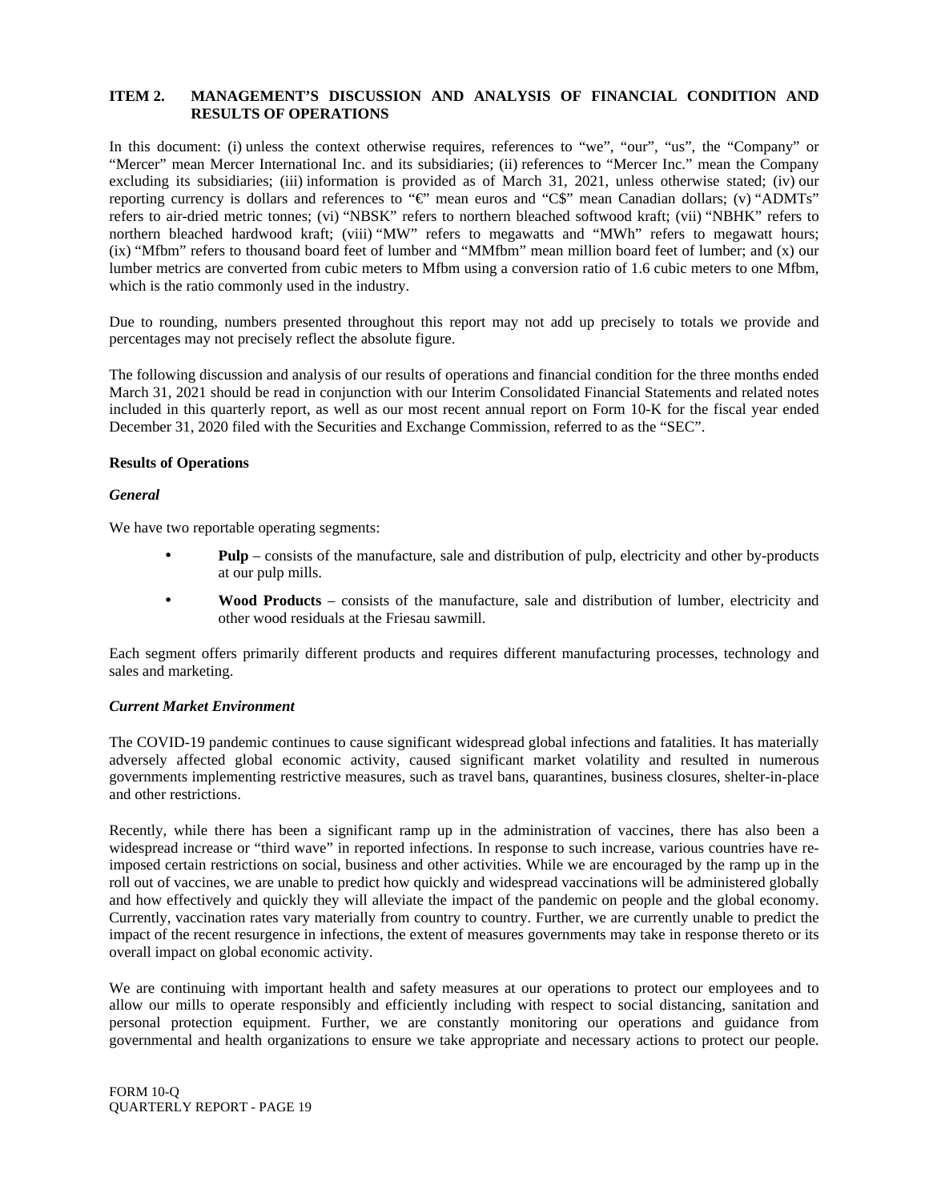## ITEM 2. MANAGEMENT'S DISCUSSION AND ANALYSIS OF FINANCIAL CONDITION AND RESULTS OF OPERATIONS

In this document: (i) unless the context otherwise requires, references to "we", "our", "us", the "Company" or "Mercer" mean Mercer International Inc. and its subsidiaries; (ii) references to "Mercer Inc." mean the Company excluding its subsidiaries; (iii) information is provided as of March 31, 2021, unless otherwise stated; (iv) our reporting currency is dollars and references to "€" mean euros and "C$" mean Canadian dollars; (v) "ADMTs" refers to air-dried metric tonnes; (vi) "NBSK" refers to northern bleached softwood kraft; (vii) "NBHK" refers to northern bleached hardwood kraft; (viii) "MW" refers to megawatts and "MWh" refers to megawatt hours; (ix) "Mfbm" refers to thousand board feet of lumber and "MMfbm" mean million board feet of lumber; and (x) our lumber metrics are converted from cubic meters to Mfbm using a conversion ratio of 1.6 cubic meters to one Mfbm, which is the ratio commonly used in the industry.

Due to rounding, numbers presented throughout this report may not add up precisely to totals we provide and percentages may not precisely reflect the absolute figure.

The following discussion and analysis of our results of operations and financial condition for the three months ended March 31, 2021 should be read in conjunction with our Interim Consolidated Financial Statements and related notes included in this quarterly report, as well as our most recent annual report on Form 10-K for the fiscal year ended December 31, 2020 filed with the Securities and Exchange Commission, referred to as the "SEC".

### Results of Operations

#### *General*

We have two reportable operating segments:

- **Pulp** – consists of the manufacture, sale and distribution of pulp, electricity and other by-products at our pulp mills.
- **Wood Products** – consists of the manufacture, sale and distribution of lumber, electricity and other wood residuals at the Friesau sawmill.

Each segment offers primarily different products and requires different manufacturing processes, technology and sales and marketing.

#### *Current Market Environment*

The COVID-19 pandemic continues to cause significant widespread global infections and fatalities. It has materially adversely affected global economic activity, caused significant market volatility and resulted in numerous governments implementing restrictive measures, such as travel bans, quarantines, business closures, shelter-in-place and other restrictions.

Recently, while there has been a significant ramp up in the administration of vaccines, there has also been a widespread increase or "third wave" in reported infections. In response to such increase, various countries have re-imposed certain restrictions on social, business and other activities. While we are encouraged by the ramp up in the roll out of vaccines, we are unable to predict how quickly and widespread vaccinations will be administered globally and how effectively and quickly they will alleviate the impact of the pandemic on people and the global economy. Currently, vaccination rates vary materially from country to country. Further, we are currently unable to predict the impact of the recent resurgence in infections, the extent of measures governments may take in response thereto or its overall impact on global economic activity.

We are continuing with important health and safety measures at our operations to protect our employees and to allow our mills to operate responsibly and efficiently including with respect to social distancing, sanitation and personal protection equipment. Further, we are constantly monitoring our operations and guidance from governmental and health organizations to ensure we take appropriate and necessary actions to protect our people.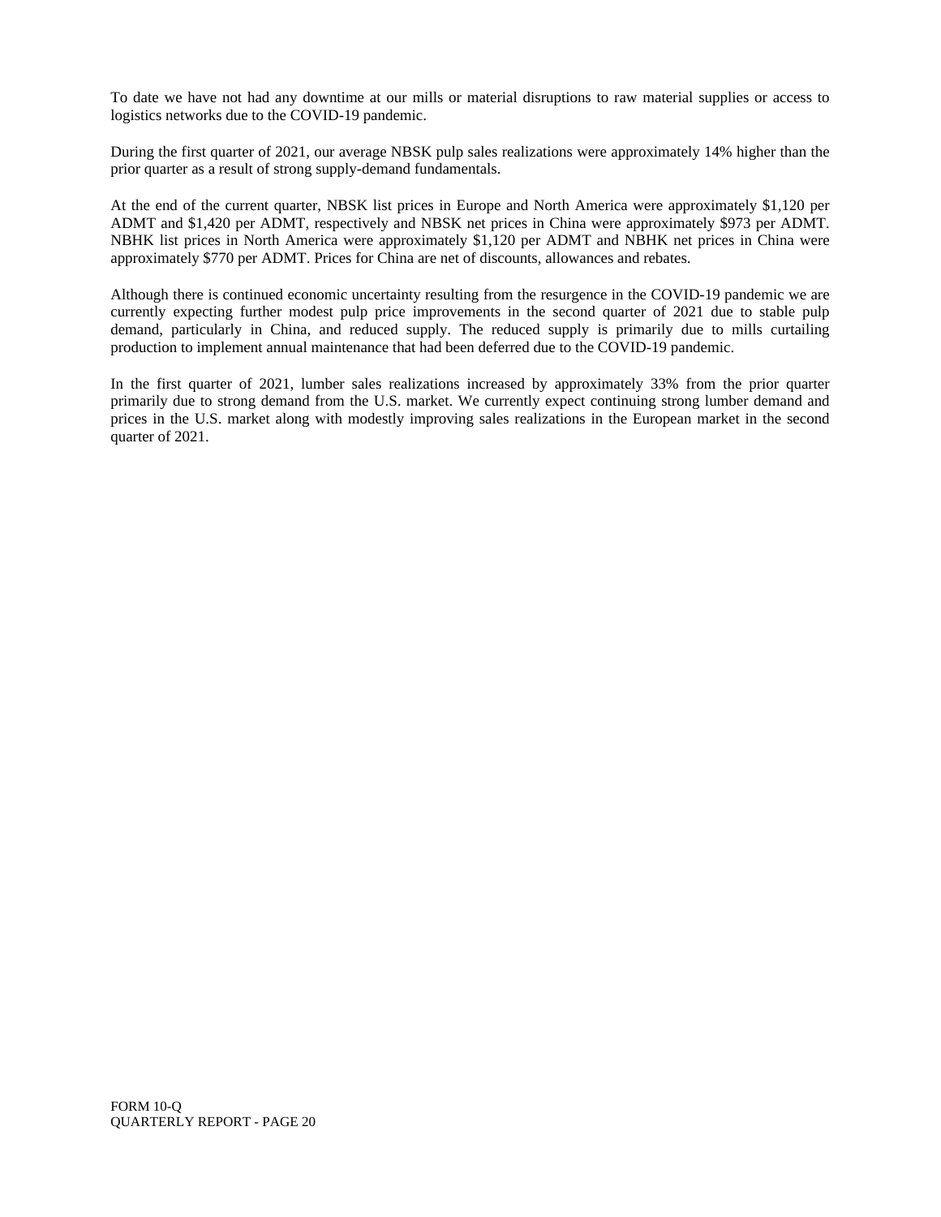To date we have not had any downtime at our mills or material disruptions to raw material supplies or access to logistics networks due to the COVID-19 pandemic.

During the first quarter of 2021, our average NBSK pulp sales realizations were approximately 14% higher than the prior quarter as a result of strong supply-demand fundamentals.

At the end of the current quarter, NBSK list prices in Europe and North America were approximately $1,120 per ADMT and $1,420 per ADMT, respectively and NBSK net prices in China were approximately $973 per ADMT. NBHK list prices in North America were approximately $1,120 per ADMT and NBHK net prices in China were approximately $770 per ADMT. Prices for China are net of discounts, allowances and rebates.

Although there is continued economic uncertainty resulting from the resurgence in the COVID-19 pandemic we are currently expecting further modest pulp price improvements in the second quarter of 2021 due to stable pulp demand, particularly in China, and reduced supply. The reduced supply is primarily due to mills curtailing production to implement annual maintenance that had been deferred due to the COVID-19 pandemic.

In the first quarter of 2021, lumber sales realizations increased by approximately 33% from the prior quarter primarily due to strong demand from the U.S. market. We currently expect continuing strong lumber demand and prices in the U.S. market along with modestly improving sales realizations in the European market in the second quarter of 2021.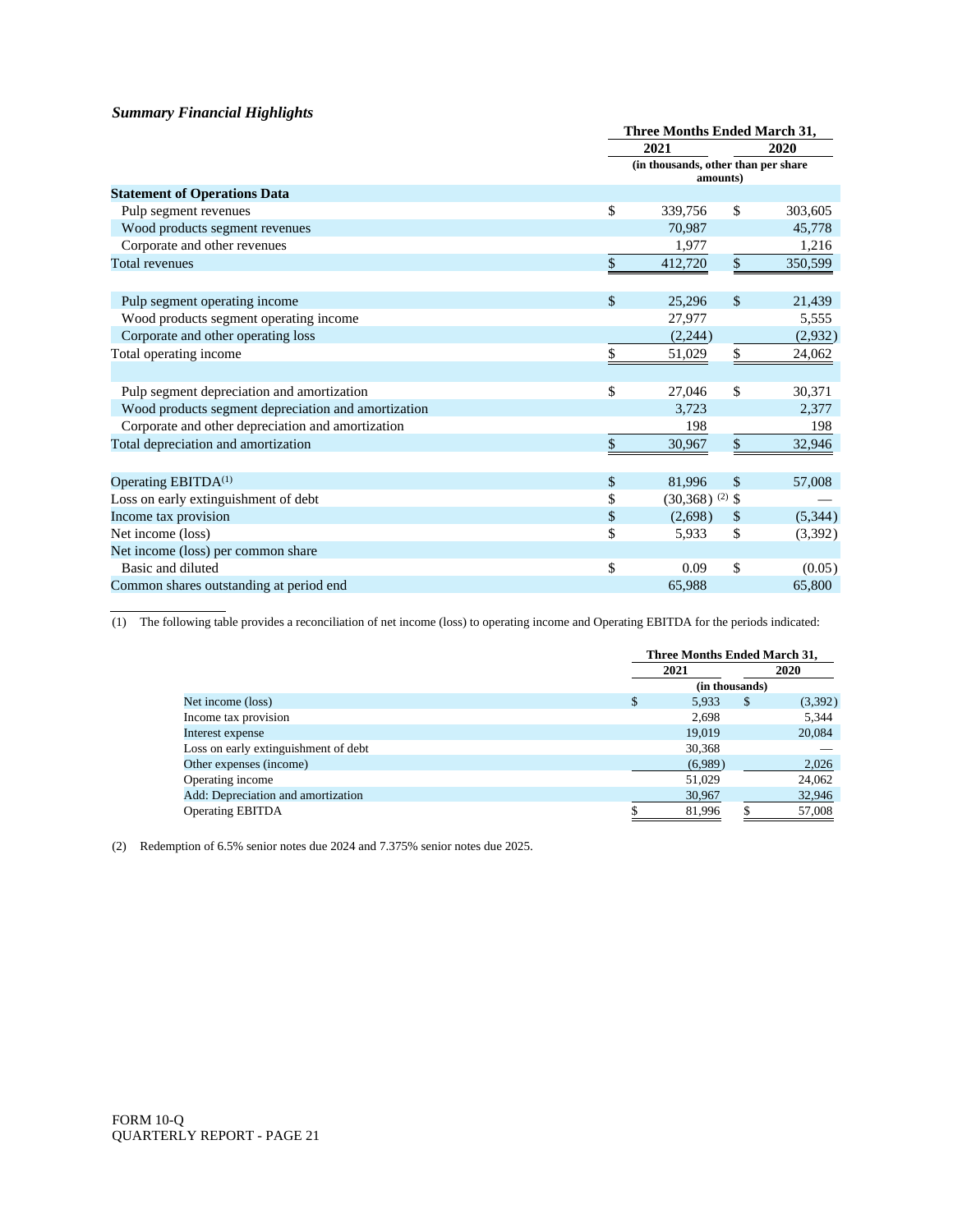***Summary Financial Highlights***

| | Three Months Ended March 31, | |
|---|---|---|
| | 2021 | 2020 |
| | (in thousands, other than per share amounts) | |
| **Statement of Operations Data** | | |
| Pulp segment revenues | $ 339,756 | $ 303,605 |
| Wood products segment revenues | 70,987 | 45,778 |
| Corporate and other revenues | 1,977 | 1,216 |
| Total revenues | $ 412,720 | $ 350,599 |
| | | |
| Pulp segment operating income | $ 25,296 | $ 21,439 |
| Wood products segment operating income | 27,977 | 5,555 |
| Corporate and other operating loss | (2,244) | (2,932) |
| Total operating income | $ 51,029 | $ 24,062 |
| | | |
| Pulp segment depreciation and amortization | $ 27,046 | $ 30,371 |
| Wood products segment depreciation and amortization | 3,723 | 2,377 |
| Corporate and other depreciation and amortization | 198 | 198 |
| Total depreciation and amortization | $ 30,967 | $ 32,946 |
| | | |
| Operating EBITDA[(1)] | $ 81,996 | $ 57,008 |
| Loss on early extinguishment of debt | $ (30,368) [(2)] | $ — |
| Income tax provision | $ (2,698) | $ (5,344) |
| Net income (loss) | $ 5,933 | $ (3,392) |
| Net income (loss) per common share | | |
| Basic and diluted | $ 0.09 | $ (0.05) |
| Common shares outstanding at period end | 65,988 | 65,800 |

(1) The following table provides a reconciliation of net income (loss) to operating income and Operating EBITDA for the periods indicated:

| | Three Months Ended March 31, | |
|---|---|---|
| | 2021 | 2020 |
| | (in thousands) | |
| Net income (loss) | $ 5,933 | $ (3,392) |
| Income tax provision | 2,698 | 5,344 |
| Interest expense | 19,019 | 20,084 |
| Loss on early extinguishment of debt | 30,368 | — |
| Other expenses (income) | (6,989) | 2,026 |
| Operating income | 51,029 | 24,062 |
| Add: Depreciation and amortization | 30,967 | 32,946 |
| Operating EBITDA | $ 81,996 | $ 57,008 |

(2) Redemption of 6.5% senior notes due 2024 and 7.375% senior notes due 2025.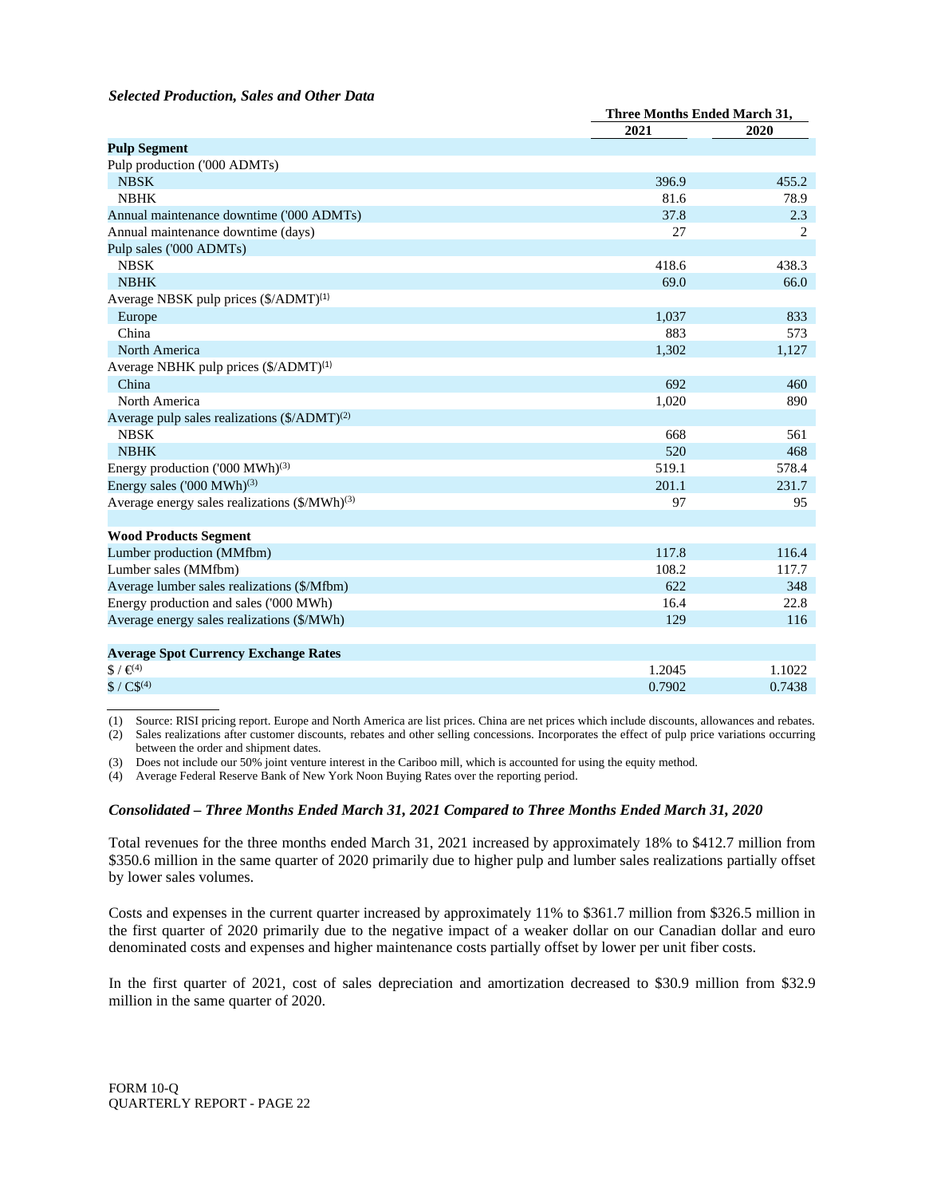***Selected Production, Sales and Other Data***

| | Three Months Ended March 31, | |
|---|---|---|
| | 2021 | 2020 |
| **Pulp Segment** | | |
| Pulp production ('000 ADMTs) | | |
| NBSK | 396.9 | 455.2 |
| NBHK | 81.6 | 78.9 |
| Annual maintenance downtime ('000 ADMTs) | 37.8 | 2.3 |
| Annual maintenance downtime (days) | 27 | 2 |
| Pulp sales ('000 ADMTs) | | |
| NBSK | 418.6 | 438.3 |
| NBHK | 69.0 | 66.0 |
| Average NBSK pulp prices ($/ADMT)(1) | | |
| Europe | 1,037 | 833 |
| China | 883 | 573 |
| North America | 1,302 | 1,127 |
| Average NBHK pulp prices ($/ADMT)(1) | | |
| China | 692 | 460 |
| North America | 1,020 | 890 |
| Average pulp sales realizations ($/ADMT)(2) | | |
| NBSK | 668 | 561 |
| NBHK | 520 | 468 |
| Energy production ('000 MWh)(3) | 519.1 | 578.4 |
| Energy sales ('000 MWh)(3) | 201.1 | 231.7 |
| Average energy sales realizations ($/MWh)(3) | 97 | 95 |
| | | |
| **Wood Products Segment** | | |
| Lumber production (MMfbm) | 117.8 | 116.4 |
| Lumber sales (MMfbm) | 108.2 | 117.7 |
| Average lumber sales realizations ($/Mfbm) | 622 | 348 |
| Energy production and sales ('000 MWh) | 16.4 | 22.8 |
| Average energy sales realizations ($/MWh) | 129 | 116 |
| | | |
| **Average Spot Currency Exchange Rates** | | |
| $ / €(4) | 1.2045 | 1.1022 |
| $ / C$(4) | 0.7902 | 0.7438 |

(1) Source: RISI pricing report. Europe and North America are list prices. China are net prices which include discounts, allowances and rebates.
(2) Sales realizations after customer discounts, rebates and other selling concessions. Incorporates the effect of pulp price variations occurring between the order and shipment dates.
(3) Does not include our 50% joint venture interest in the Cariboo mill, which is accounted for using the equity method.
(4) Average Federal Reserve Bank of New York Noon Buying Rates over the reporting period.

***Consolidated – Three Months Ended March 31, 2021 Compared to Three Months Ended March 31, 2020***

Total revenues for the three months ended March 31, 2021 increased by approximately 18% to $412.7 million from $350.6 million in the same quarter of 2020 primarily due to higher pulp and lumber sales realizations partially offset by lower sales volumes.

Costs and expenses in the current quarter increased by approximately 11% to $361.7 million from $326.5 million in the first quarter of 2020 primarily due to the negative impact of a weaker dollar on our Canadian dollar and euro denominated costs and expenses and higher maintenance costs partially offset by lower per unit fiber costs.

In the first quarter of 2021, cost of sales depreciation and amortization decreased to $30.9 million from $32.9 million in the same quarter of 2020.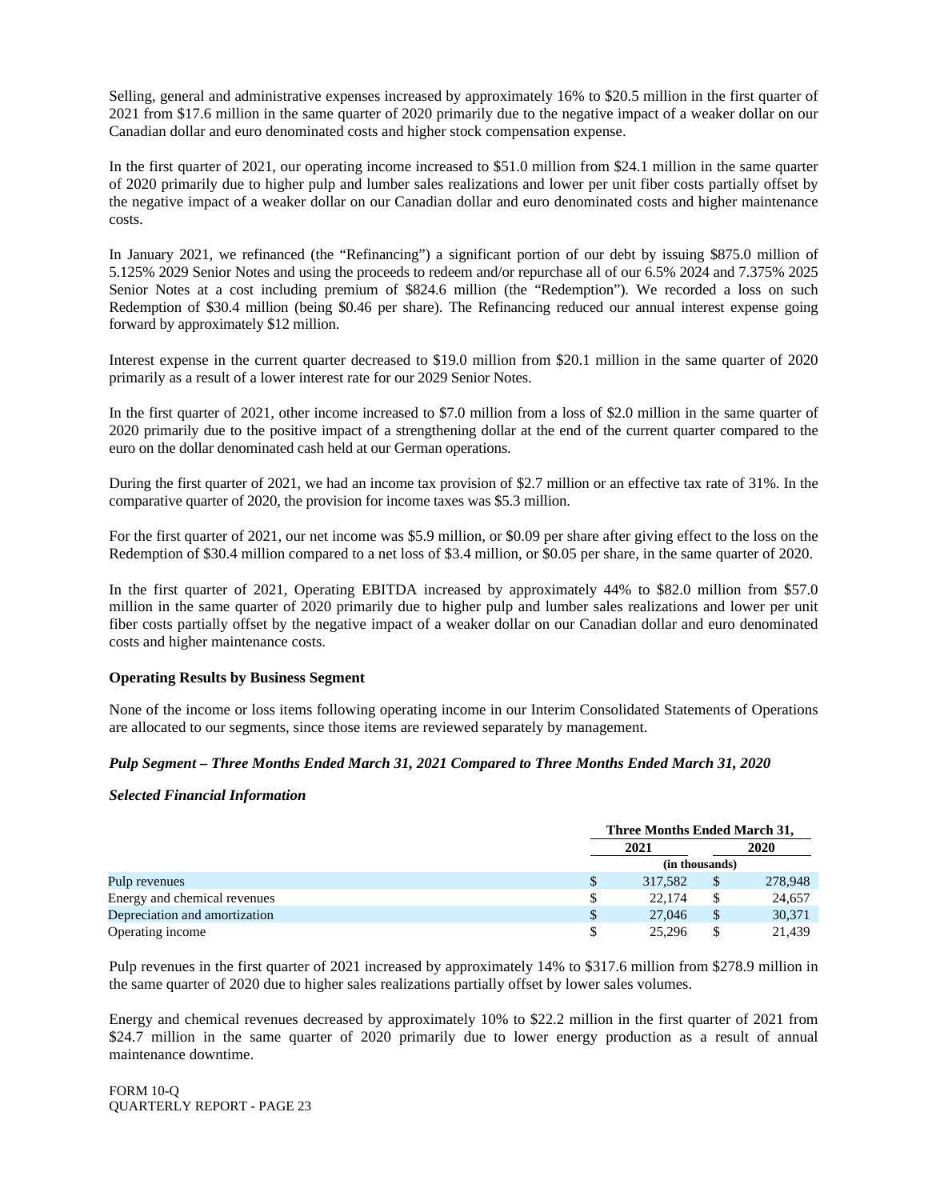Selling, general and administrative expenses increased by approximately 16% to $20.5 million in the first quarter of 2021 from $17.6 million in the same quarter of 2020 primarily due to the negative impact of a weaker dollar on our Canadian dollar and euro denominated costs and higher stock compensation expense.

In the first quarter of 2021, our operating income increased to $51.0 million from $24.1 million in the same quarter of 2020 primarily due to higher pulp and lumber sales realizations and lower per unit fiber costs partially offset by the negative impact of a weaker dollar on our Canadian dollar and euro denominated costs and higher maintenance costs.

In January 2021, we refinanced (the "Refinancing") a significant portion of our debt by issuing $875.0 million of 5.125% 2029 Senior Notes and using the proceeds to redeem and/or repurchase all of our 6.5% 2024 and 7.375% 2025 Senior Notes at a cost including premium of $824.6 million (the "Redemption"). We recorded a loss on such Redemption of $30.4 million (being $0.46 per share). The Refinancing reduced our annual interest expense going forward by approximately $12 million.

Interest expense in the current quarter decreased to $19.0 million from $20.1 million in the same quarter of 2020 primarily as a result of a lower interest rate for our 2029 Senior Notes.

In the first quarter of 2021, other income increased to $7.0 million from a loss of $2.0 million in the same quarter of 2020 primarily due to the positive impact of a strengthening dollar at the end of the current quarter compared to the euro on the dollar denominated cash held at our German operations.

During the first quarter of 2021, we had an income tax provision of $2.7 million or an effective tax rate of 31%. In the comparative quarter of 2020, the provision for income taxes was $5.3 million.

For the first quarter of 2021, our net income was $5.9 million, or $0.09 per share after giving effect to the loss on the Redemption of $30.4 million compared to a net loss of $3.4 million, or $0.05 per share, in the same quarter of 2020.

In the first quarter of 2021, Operating EBITDA increased by approximately 44% to $82.0 million from $57.0 million in the same quarter of 2020 primarily due to higher pulp and lumber sales realizations and lower per unit fiber costs partially offset by the negative impact of a weaker dollar on our Canadian dollar and euro denominated costs and higher maintenance costs.

**Operating Results by Business Segment**

None of the income or loss items following operating income in our Interim Consolidated Statements of Operations are allocated to our segments, since those items are reviewed separately by management.

***Pulp Segment – Three Months Ended March 31, 2021 Compared to Three Months Ended March 31, 2020***

***Selected Financial Information***

| | Three Months Ended March 31, | |
|---|---|---|
| | 2021 | 2020 |
| | (in thousands) | |
| Pulp revenues | $ 317,582 | $ 278,948 |
| Energy and chemical revenues | $ 22,174 | $ 24,657 |
| Depreciation and amortization | $ 27,046 | $ 30,371 |
| Operating income | $ 25,296 | $ 21,439 |

Pulp revenues in the first quarter of 2021 increased by approximately 14% to $317.6 million from $278.9 million in the same quarter of 2020 due to higher sales realizations partially offset by lower sales volumes.

Energy and chemical revenues decreased by approximately 10% to $22.2 million in the first quarter of 2021 from $24.7 million in the same quarter of 2020 primarily due to lower energy production as a result of annual maintenance downtime.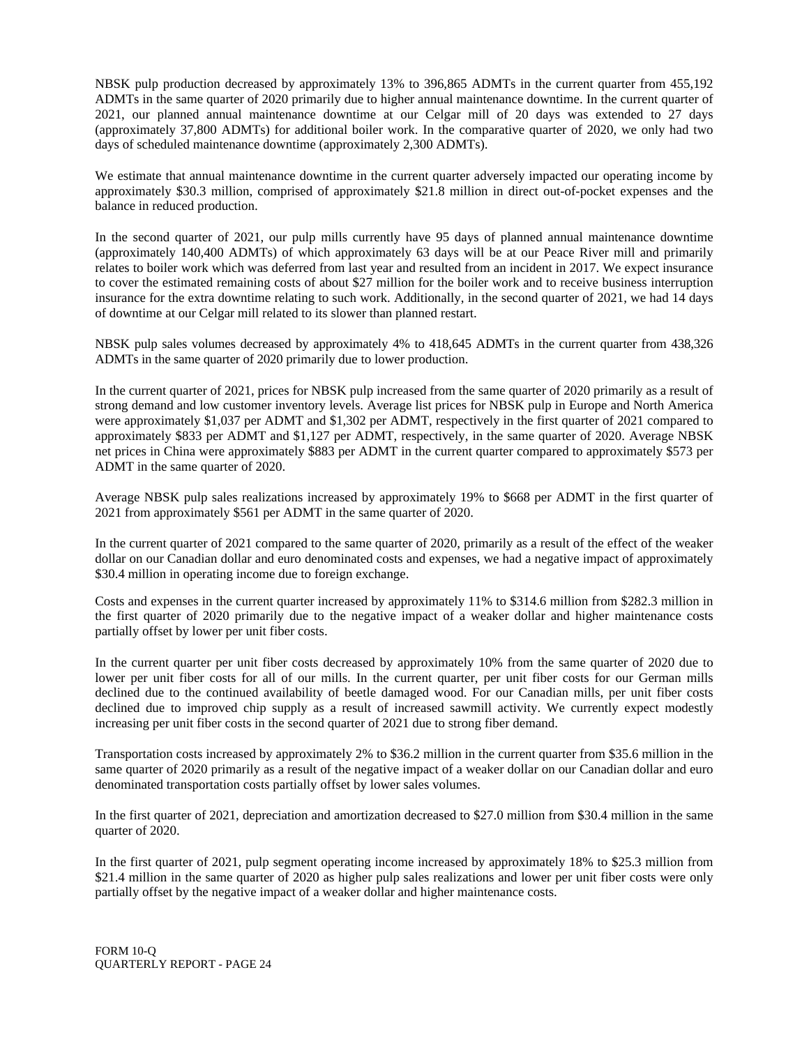NBSK pulp production decreased by approximately 13% to 396,865 ADMTs in the current quarter from 455,192 ADMTs in the same quarter of 2020 primarily due to higher annual maintenance downtime. In the current quarter of 2021, our planned annual maintenance downtime at our Celgar mill of 20 days was extended to 27 days (approximately 37,800 ADMTs) for additional boiler work. In the comparative quarter of 2020, we only had two days of scheduled maintenance downtime (approximately 2,300 ADMTs).

We estimate that annual maintenance downtime in the current quarter adversely impacted our operating income by approximately $30.3 million, comprised of approximately $21.8 million in direct out-of-pocket expenses and the balance in reduced production.

In the second quarter of 2021, our pulp mills currently have 95 days of planned annual maintenance downtime (approximately 140,400 ADMTs) of which approximately 63 days will be at our Peace River mill and primarily relates to boiler work which was deferred from last year and resulted from an incident in 2017. We expect insurance to cover the estimated remaining costs of about $27 million for the boiler work and to receive business interruption insurance for the extra downtime relating to such work. Additionally, in the second quarter of 2021, we had 14 days of downtime at our Celgar mill related to its slower than planned restart.

NBSK pulp sales volumes decreased by approximately 4% to 418,645 ADMTs in the current quarter from 438,326 ADMTs in the same quarter of 2020 primarily due to lower production.

In the current quarter of 2021, prices for NBSK pulp increased from the same quarter of 2020 primarily as a result of strong demand and low customer inventory levels. Average list prices for NBSK pulp in Europe and North America were approximately $1,037 per ADMT and $1,302 per ADMT, respectively in the first quarter of 2021 compared to approximately $833 per ADMT and $1,127 per ADMT, respectively, in the same quarter of 2020. Average NBSK net prices in China were approximately $883 per ADMT in the current quarter compared to approximately $573 per ADMT in the same quarter of 2020.

Average NBSK pulp sales realizations increased by approximately 19% to $668 per ADMT in the first quarter of 2021 from approximately $561 per ADMT in the same quarter of 2020.

In the current quarter of 2021 compared to the same quarter of 2020, primarily as a result of the effect of the weaker dollar on our Canadian dollar and euro denominated costs and expenses, we had a negative impact of approximately $30.4 million in operating income due to foreign exchange.

Costs and expenses in the current quarter increased by approximately 11% to $314.6 million from $282.3 million in the first quarter of 2020 primarily due to the negative impact of a weaker dollar and higher maintenance costs partially offset by lower per unit fiber costs.

In the current quarter per unit fiber costs decreased by approximately 10% from the same quarter of 2020 due to lower per unit fiber costs for all of our mills. In the current quarter, per unit fiber costs for our German mills declined due to the continued availability of beetle damaged wood. For our Canadian mills, per unit fiber costs declined due to improved chip supply as a result of increased sawmill activity. We currently expect modestly increasing per unit fiber costs in the second quarter of 2021 due to strong fiber demand.

Transportation costs increased by approximately 2% to $36.2 million in the current quarter from $35.6 million in the same quarter of 2020 primarily as a result of the negative impact of a weaker dollar on our Canadian dollar and euro denominated transportation costs partially offset by lower sales volumes.

In the first quarter of 2021, depreciation and amortization decreased to $27.0 million from $30.4 million in the same quarter of 2020.

In the first quarter of 2021, pulp segment operating income increased by approximately 18% to $25.3 million from $21.4 million in the same quarter of 2020 as higher pulp sales realizations and lower per unit fiber costs were only partially offset by the negative impact of a weaker dollar and higher maintenance costs.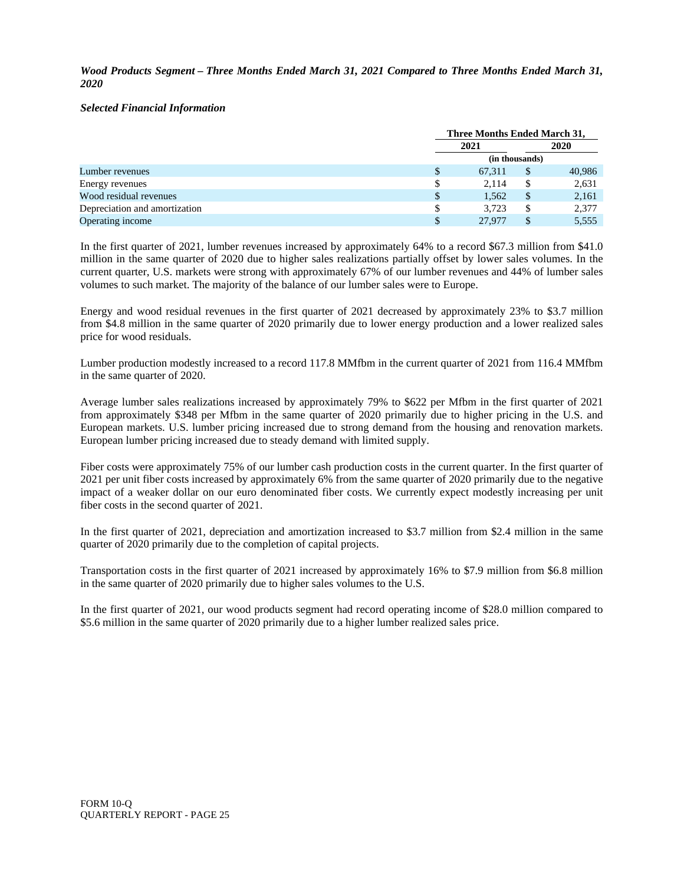***Wood Products Segment – Three Months Ended March 31, 2021 Compared to Three Months Ended March 31, 2020***

***Selected Financial Information***

| | Three Months Ended March 31, | |
|---|---|---|
| | 2021 | 2020 |
| | (in thousands) | |
| Lumber revenues | $ 67,311 | $ 40,986 |
| Energy revenues | $ 2,114 | $ 2,631 |
| Wood residual revenues | $ 1,562 | $ 2,161 |
| Depreciation and amortization | $ 3,723 | $ 2,377 |
| Operating income | $ 27,977 | $ 5,555 |

In the first quarter of 2021, lumber revenues increased by approximately 64% to a record $67.3 million from $41.0 million in the same quarter of 2020 due to higher sales realizations partially offset by lower sales volumes. In the current quarter, U.S. markets were strong with approximately 67% of our lumber revenues and 44% of lumber sales volumes to such market. The majority of the balance of our lumber sales were to Europe.

Energy and wood residual revenues in the first quarter of 2021 decreased by approximately 23% to $3.7 million from $4.8 million in the same quarter of 2020 primarily due to lower energy production and a lower realized sales price for wood residuals.

Lumber production modestly increased to a record 117.8 MMfbm in the current quarter of 2021 from 116.4 MMfbm in the same quarter of 2020.

Average lumber sales realizations increased by approximately 79% to $622 per Mfbm in the first quarter of 2021 from approximately $348 per Mfbm in the same quarter of 2020 primarily due to higher pricing in the U.S. and European markets. U.S. lumber pricing increased due to strong demand from the housing and renovation markets. European lumber pricing increased due to steady demand with limited supply.

Fiber costs were approximately 75% of our lumber cash production costs in the current quarter. In the first quarter of 2021 per unit fiber costs increased by approximately 6% from the same quarter of 2020 primarily due to the negative impact of a weaker dollar on our euro denominated fiber costs. We currently expect modestly increasing per unit fiber costs in the second quarter of 2021.

In the first quarter of 2021, depreciation and amortization increased to $3.7 million from $2.4 million in the same quarter of 2020 primarily due to the completion of capital projects.

Transportation costs in the first quarter of 2021 increased by approximately 16% to $7.9 million from $6.8 million in the same quarter of 2020 primarily due to higher sales volumes to the U.S.

In the first quarter of 2021, our wood products segment had record operating income of $28.0 million compared to $5.6 million in the same quarter of 2020 primarily due to a higher lumber realized sales price.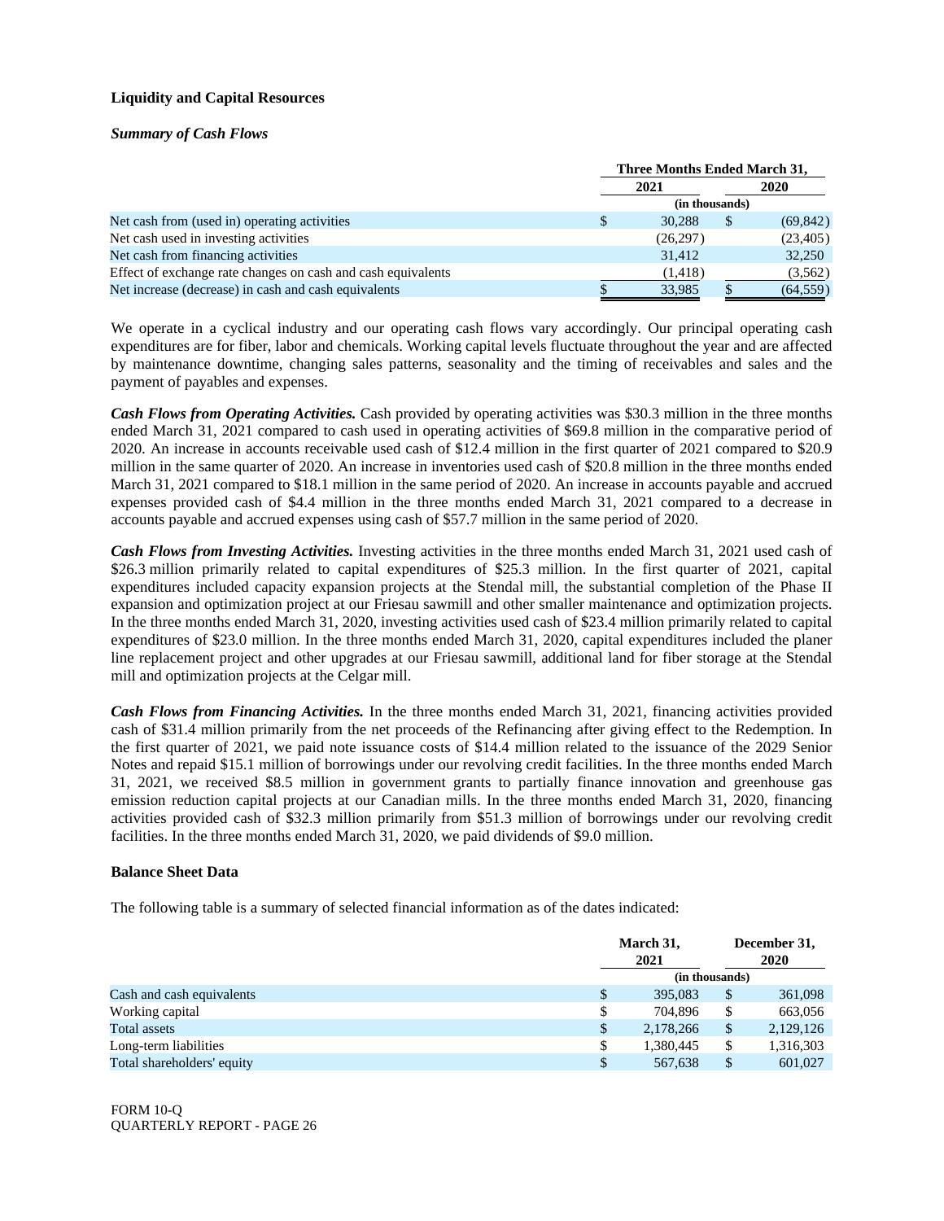### Liquidity and Capital Resources

#### *Summary of Cash Flows*

| | Three Months Ended March 31, | |
|---|---|---|
| | 2021 | 2020 |
| | (in thousands) | |
| Net cash from (used in) operating activities | $ 30,288 | $ (69,842) |
| Net cash used in investing activities | (26,297) | (23,405) |
| Net cash from financing activities | 31,412 | 32,250 |
| Effect of exchange rate changes on cash and cash equivalents | (1,418) | (3,562) |
| Net increase (decrease) in cash and cash equivalents | $ 33,985 | $ (64,559) |

We operate in a cyclical industry and our operating cash flows vary accordingly. Our principal operating cash expenditures are for fiber, labor and chemicals. Working capital levels fluctuate throughout the year and are affected by maintenance downtime, changing sales patterns, seasonality and the timing of receivables and sales and the payment of payables and expenses.

***Cash Flows from Operating Activities.*** Cash provided by operating activities was $30.3 million in the three months ended March 31, 2021 compared to cash used in operating activities of $69.8 million in the comparative period of 2020. An increase in accounts receivable used cash of $12.4 million in the first quarter of 2021 compared to $20.9 million in the same quarter of 2020. An increase in inventories used cash of $20.8 million in the three months ended March 31, 2021 compared to $18.1 million in the same period of 2020. An increase in accounts payable and accrued expenses provided cash of $4.4 million in the three months ended March 31, 2021 compared to a decrease in accounts payable and accrued expenses using cash of $57.7 million in the same period of 2020.

***Cash Flows from Investing Activities.*** Investing activities in the three months ended March 31, 2021 used cash of $26.3 million primarily related to capital expenditures of $25.3 million. In the first quarter of 2021, capital expenditures included capacity expansion projects at the Stendal mill, the substantial completion of the Phase II expansion and optimization project at our Friesau sawmill and other smaller maintenance and optimization projects. In the three months ended March 31, 2020, investing activities used cash of $23.4 million primarily related to capital expenditures of $23.0 million. In the three months ended March 31, 2020, capital expenditures included the planer line replacement project and other upgrades at our Friesau sawmill, additional land for fiber storage at the Stendal mill and optimization projects at the Celgar mill.

***Cash Flows from Financing Activities.*** In the three months ended March 31, 2021, financing activities provided cash of $31.4 million primarily from the net proceeds of the Refinancing after giving effect to the Redemption. In the first quarter of 2021, we paid note issuance costs of $14.4 million related to the issuance of the 2029 Senior Notes and repaid $15.1 million of borrowings under our revolving credit facilities. In the three months ended March 31, 2021, we received $8.5 million in government grants to partially finance innovation and greenhouse gas emission reduction capital projects at our Canadian mills. In the three months ended March 31, 2020, financing activities provided cash of $32.3 million primarily from $51.3 million of borrowings under our revolving credit facilities. In the three months ended March 31, 2020, we paid dividends of $9.0 million.

### Balance Sheet Data

The following table is a summary of selected financial information as of the dates indicated:

| | March 31, 2021 | December 31, 2020 |
|---|---|---|
| | (in thousands) | |
| Cash and cash equivalents | $ 395,083 | $ 361,098 |
| Working capital | $ 704,896 | $ 663,056 |
| Total assets | $ 2,178,266 | $ 2,129,126 |
| Long-term liabilities | $ 1,380,445 | $ 1,316,303 |
| Total shareholders' equity | $ 567,638 | $ 601,027 |

FORM 10-Q
QUARTERLY REPORT - PAGE 26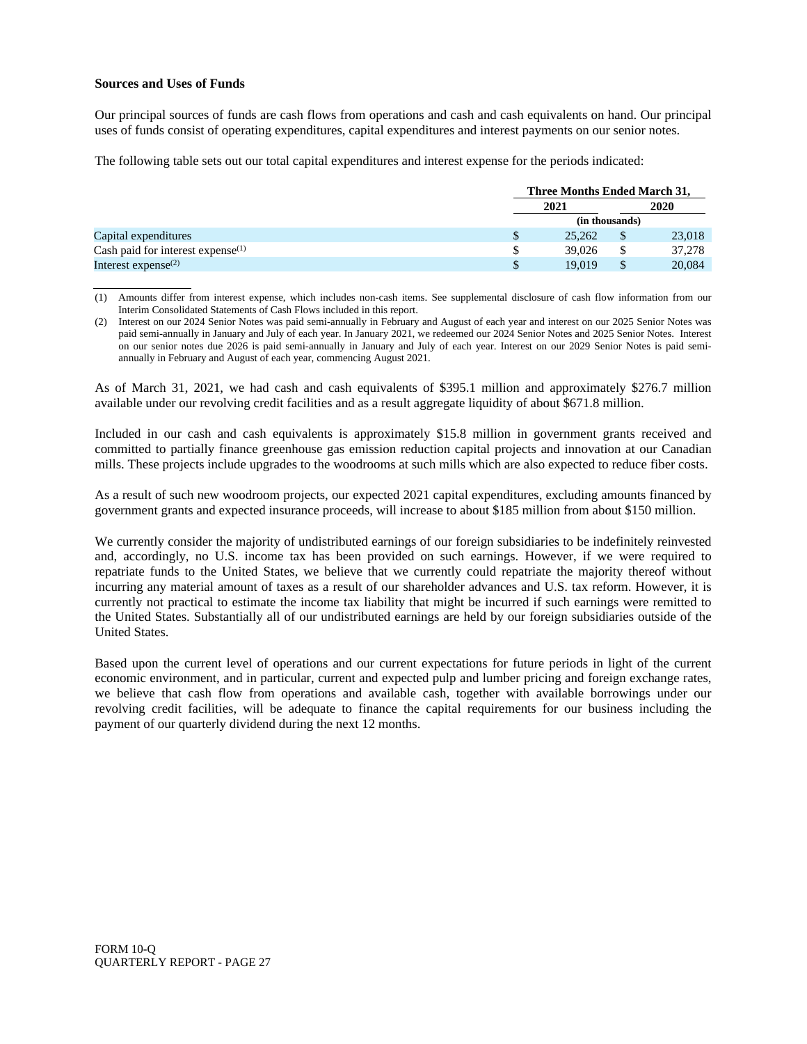### Sources and Uses of Funds

Our principal sources of funds are cash flows from operations and cash and cash equivalents on hand. Our principal uses of funds consist of operating expenditures, capital expenditures and interest payments on our senior notes.

The following table sets out our total capital expenditures and interest expense for the periods indicated:

| | Three Months Ended March 31, | |
|---|---|---|
| | 2021 | 2020 |
| | (in thousands) | |
| Capital expenditures | $ 25,262 | $ 23,018 |
| Cash paid for interest expense[(1)] | $ 39,026 | $ 37,278 |
| Interest expense[(2)] | $ 19,019 | $ 20,084 |

(1) Amounts differ from interest expense, which includes non-cash items. See supplemental disclosure of cash flow information from our Interim Consolidated Statements of Cash Flows included in this report.

(2) Interest on our 2024 Senior Notes was paid semi-annually in February and August of each year and interest on our 2025 Senior Notes was paid semi-annually in January and July of each year. In January 2021, we redeemed our 2024 Senior Notes and 2025 Senior Notes. Interest on our senior notes due 2026 is paid semi-annually in January and July of each year. Interest on our 2029 Senior Notes is paid semi-annually in February and August of each year, commencing August 2021.

As of March 31, 2021, we had cash and cash equivalents of $395.1 million and approximately $276.7 million available under our revolving credit facilities and as a result aggregate liquidity of about $671.8 million.

Included in our cash and cash equivalents is approximately $15.8 million in government grants received and committed to partially finance greenhouse gas emission reduction capital projects and innovation at our Canadian mills. These projects include upgrades to the woodrooms at such mills which are also expected to reduce fiber costs.

As a result of such new woodroom projects, our expected 2021 capital expenditures, excluding amounts financed by government grants and expected insurance proceeds, will increase to about $185 million from about $150 million.

We currently consider the majority of undistributed earnings of our foreign subsidiaries to be indefinitely reinvested and, accordingly, no U.S. income tax has been provided on such earnings. However, if we were required to repatriate funds to the United States, we believe that we currently could repatriate the majority thereof without incurring any material amount of taxes as a result of our shareholder advances and U.S. tax reform. However, it is currently not practical to estimate the income tax liability that might be incurred if such earnings were remitted to the United States. Substantially all of our undistributed earnings are held by our foreign subsidiaries outside of the United States.

Based upon the current level of operations and our current expectations for future periods in light of the current economic environment, and in particular, current and expected pulp and lumber pricing and foreign exchange rates, we believe that cash flow from operations and available cash, together with available borrowings under our revolving credit facilities, will be adequate to finance the capital requirements for our business including the payment of our quarterly dividend during the next 12 months.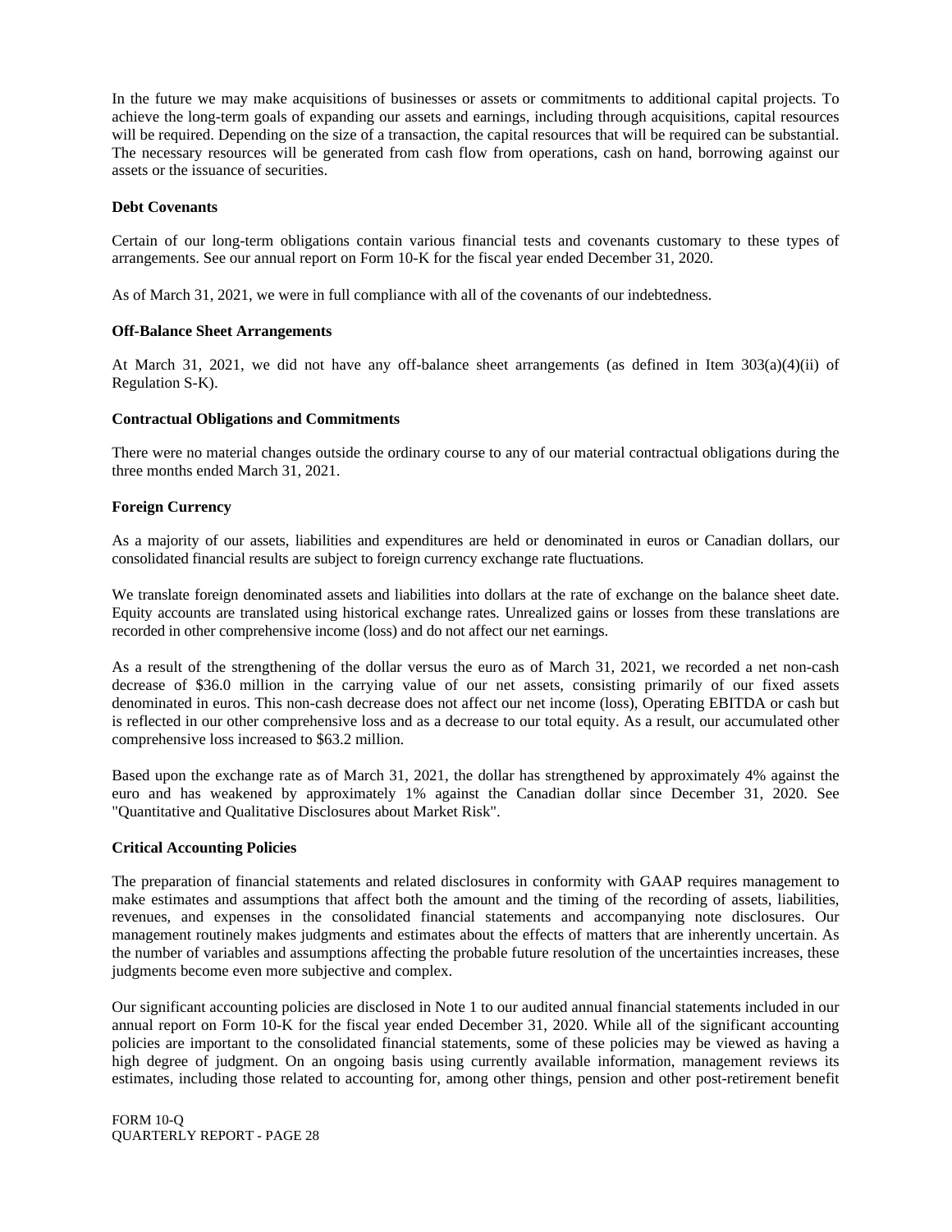In the future we may make acquisitions of businesses or assets or commitments to additional capital projects. To achieve the long-term goals of expanding our assets and earnings, including through acquisitions, capital resources will be required. Depending on the size of a transaction, the capital resources that will be required can be substantial. The necessary resources will be generated from cash flow from operations, cash on hand, borrowing against our assets or the issuance of securities.

**Debt Covenants**

Certain of our long-term obligations contain various financial tests and covenants customary to these types of arrangements. See our annual report on Form 10-K for the fiscal year ended December 31, 2020.

As of March 31, 2021, we were in full compliance with all of the covenants of our indebtedness.

**Off-Balance Sheet Arrangements**

At March 31, 2021, we did not have any off-balance sheet arrangements (as defined in Item 303(a)(4)(ii) of Regulation S-K).

**Contractual Obligations and Commitments**

There were no material changes outside the ordinary course to any of our material contractual obligations during the three months ended March 31, 2021.

**Foreign Currency**

As a majority of our assets, liabilities and expenditures are held or denominated in euros or Canadian dollars, our consolidated financial results are subject to foreign currency exchange rate fluctuations.

We translate foreign denominated assets and liabilities into dollars at the rate of exchange on the balance sheet date. Equity accounts are translated using historical exchange rates. Unrealized gains or losses from these translations are recorded in other comprehensive income (loss) and do not affect our net earnings.

As a result of the strengthening of the dollar versus the euro as of March 31, 2021, we recorded a net non-cash decrease of $36.0 million in the carrying value of our net assets, consisting primarily of our fixed assets denominated in euros. This non-cash decrease does not affect our net income (loss), Operating EBITDA or cash but is reflected in our other comprehensive loss and as a decrease to our total equity. As a result, our accumulated other comprehensive loss increased to $63.2 million.

Based upon the exchange rate as of March 31, 2021, the dollar has strengthened by approximately 4% against the euro and has weakened by approximately 1% against the Canadian dollar since December 31, 2020. See "Quantitative and Qualitative Disclosures about Market Risk".

**Critical Accounting Policies**

The preparation of financial statements and related disclosures in conformity with GAAP requires management to make estimates and assumptions that affect both the amount and the timing of the recording of assets, liabilities, revenues, and expenses in the consolidated financial statements and accompanying note disclosures. Our management routinely makes judgments and estimates about the effects of matters that are inherently uncertain. As the number of variables and assumptions affecting the probable future resolution of the uncertainties increases, these judgments become even more subjective and complex.

Our significant accounting policies are disclosed in Note 1 to our audited annual financial statements included in our annual report on Form 10-K for the fiscal year ended December 31, 2020. While all of the significant accounting policies are important to the consolidated financial statements, some of these policies may be viewed as having a high degree of judgment. On an ongoing basis using currently available information, management reviews its estimates, including those related to accounting for, among other things, pension and other post-retirement benefit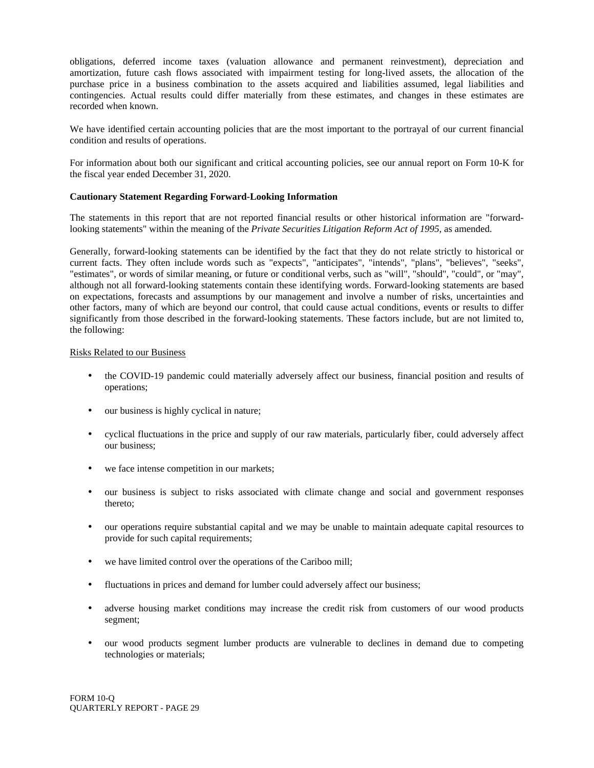obligations, deferred income taxes (valuation allowance and permanent reinvestment), depreciation and amortization, future cash flows associated with impairment testing for long-lived assets, the allocation of the purchase price in a business combination to the assets acquired and liabilities assumed, legal liabilities and contingencies. Actual results could differ materially from these estimates, and changes in these estimates are recorded when known.

We have identified certain accounting policies that are the most important to the portrayal of our current financial condition and results of operations.

For information about both our significant and critical accounting policies, see our annual report on Form 10-K for the fiscal year ended December 31, 2020.

**Cautionary Statement Regarding Forward-Looking Information**

The statements in this report that are not reported financial results or other historical information are "forward-looking statements" within the meaning of the *Private Securities Litigation Reform Act of 1995*, as amended.

Generally, forward-looking statements can be identified by the fact that they do not relate strictly to historical or current facts. They often include words such as "expects", "anticipates", "intends", "plans", "believes", "seeks", "estimates", or words of similar meaning, or future or conditional verbs, such as "will", "should", "could", or "may", although not all forward-looking statements contain these identifying words. Forward-looking statements are based on expectations, forecasts and assumptions by our management and involve a number of risks, uncertainties and other factors, many of which are beyond our control, that could cause actual conditions, events or results to differ significantly from those described in the forward-looking statements. These factors include, but are not limited to, the following:

Risks Related to our Business

- the COVID-19 pandemic could materially adversely affect our business, financial position and results of operations;
- our business is highly cyclical in nature;
- cyclical fluctuations in the price and supply of our raw materials, particularly fiber, could adversely affect our business;
- we face intense competition in our markets;
- our business is subject to risks associated with climate change and social and government responses thereto;
- our operations require substantial capital and we may be unable to maintain adequate capital resources to provide for such capital requirements;
- we have limited control over the operations of the Cariboo mill;
- fluctuations in prices and demand for lumber could adversely affect our business;
- adverse housing market conditions may increase the credit risk from customers of our wood products segment;
- our wood products segment lumber products are vulnerable to declines in demand due to competing technologies or materials;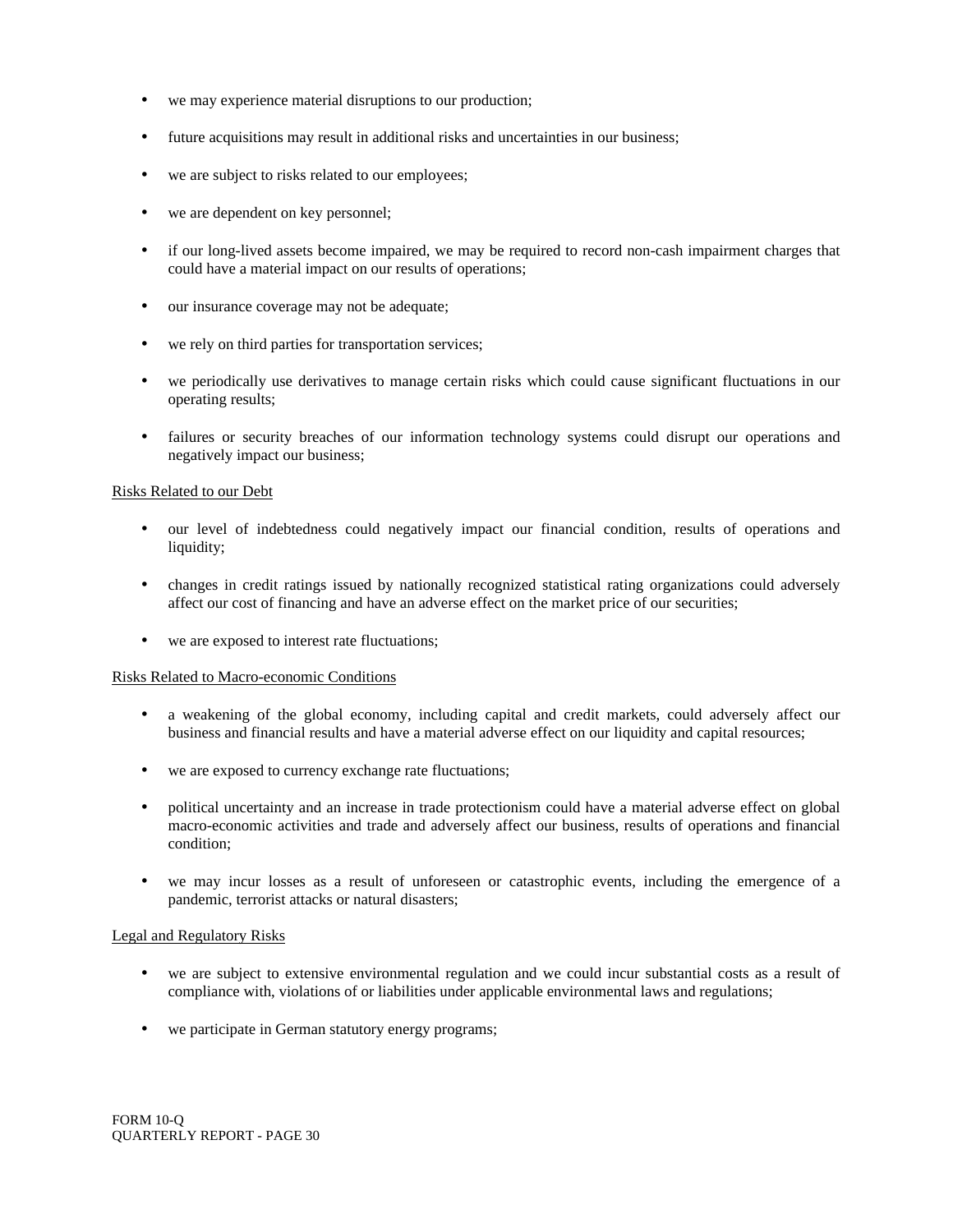- we may experience material disruptions to our production;
- future acquisitions may result in additional risks and uncertainties in our business;
- we are subject to risks related to our employees;
- we are dependent on key personnel;
- if our long-lived assets become impaired, we may be required to record non-cash impairment charges that could have a material impact on our results of operations;
- our insurance coverage may not be adequate;
- we rely on third parties for transportation services;
- we periodically use derivatives to manage certain risks which could cause significant fluctuations in our operating results;
- failures or security breaches of our information technology systems could disrupt our operations and negatively impact our business;

Risks Related to our Debt

- our level of indebtedness could negatively impact our financial condition, results of operations and liquidity;
- changes in credit ratings issued by nationally recognized statistical rating organizations could adversely affect our cost of financing and have an adverse effect on the market price of our securities;
- we are exposed to interest rate fluctuations;

Risks Related to Macro-economic Conditions

- a weakening of the global economy, including capital and credit markets, could adversely affect our business and financial results and have a material adverse effect on our liquidity and capital resources;
- we are exposed to currency exchange rate fluctuations;
- political uncertainty and an increase in trade protectionism could have a material adverse effect on global macro-economic activities and trade and adversely affect our business, results of operations and financial condition;
- we may incur losses as a result of unforeseen or catastrophic events, including the emergence of a pandemic, terrorist attacks or natural disasters;

Legal and Regulatory Risks

- we are subject to extensive environmental regulation and we could incur substantial costs as a result of compliance with, violations of or liabilities under applicable environmental laws and regulations;
- we participate in German statutory energy programs;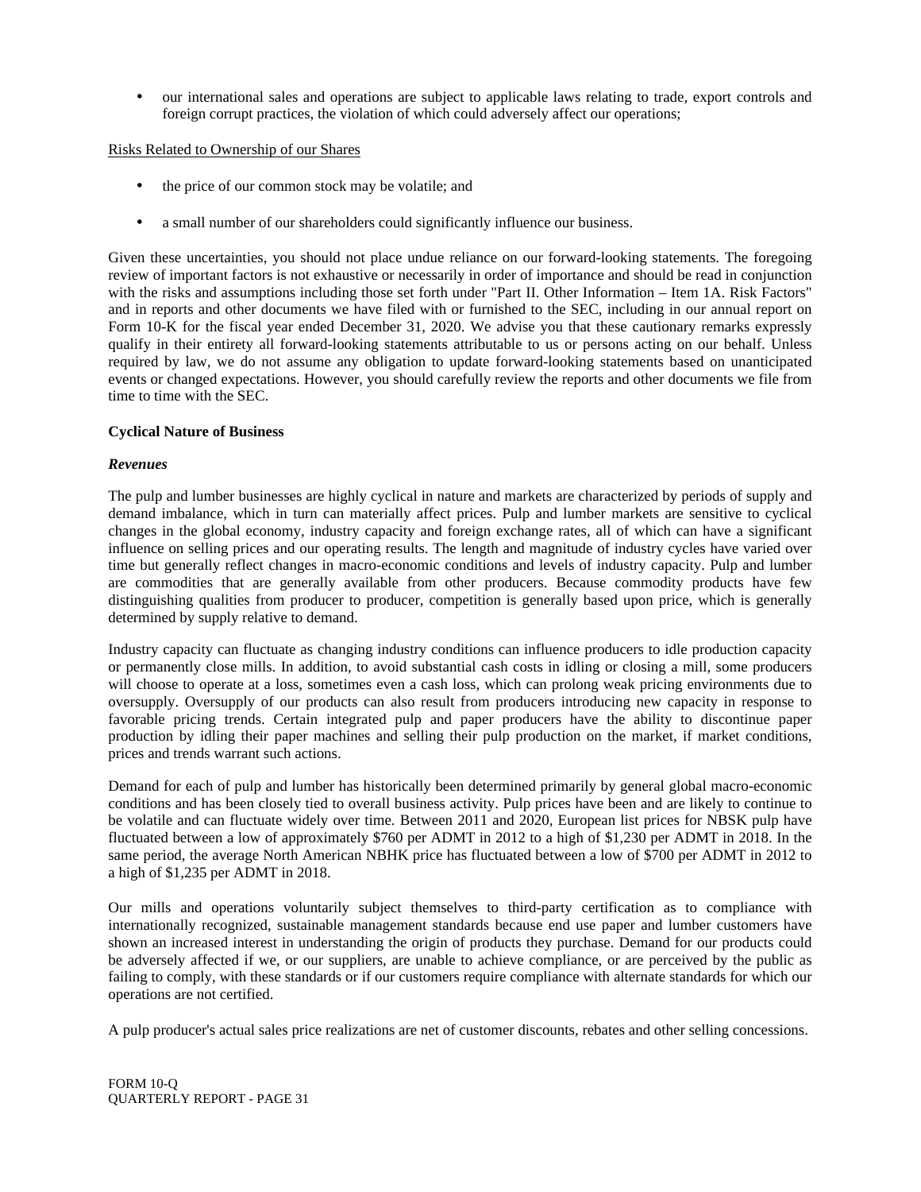- our international sales and operations are subject to applicable laws relating to trade, export controls and foreign corrupt practices, the violation of which could adversely affect our operations;

Risks Related to Ownership of our Shares

- the price of our common stock may be volatile; and
- a small number of our shareholders could significantly influence our business.

Given these uncertainties, you should not place undue reliance on our forward-looking statements. The foregoing review of important factors is not exhaustive or necessarily in order of importance and should be read in conjunction with the risks and assumptions including those set forth under "Part II. Other Information – Item 1A. Risk Factors" and in reports and other documents we have filed with or furnished to the SEC, including in our annual report on Form 10-K for the fiscal year ended December 31, 2020. We advise you that these cautionary remarks expressly qualify in their entirety all forward-looking statements attributable to us or persons acting on our behalf. Unless required by law, we do not assume any obligation to update forward-looking statements based on unanticipated events or changed expectations. However, you should carefully review the reports and other documents we file from time to time with the SEC.

**Cyclical Nature of Business**

***Revenues***

The pulp and lumber businesses are highly cyclical in nature and markets are characterized by periods of supply and demand imbalance, which in turn can materially affect prices. Pulp and lumber markets are sensitive to cyclical changes in the global economy, industry capacity and foreign exchange rates, all of which can have a significant influence on selling prices and our operating results. The length and magnitude of industry cycles have varied over time but generally reflect changes in macro-economic conditions and levels of industry capacity. Pulp and lumber are commodities that are generally available from other producers. Because commodity products have few distinguishing qualities from producer to producer, competition is generally based upon price, which is generally determined by supply relative to demand.

Industry capacity can fluctuate as changing industry conditions can influence producers to idle production capacity or permanently close mills. In addition, to avoid substantial cash costs in idling or closing a mill, some producers will choose to operate at a loss, sometimes even a cash loss, which can prolong weak pricing environments due to oversupply. Oversupply of our products can also result from producers introducing new capacity in response to favorable pricing trends. Certain integrated pulp and paper producers have the ability to discontinue paper production by idling their paper machines and selling their pulp production on the market, if market conditions, prices and trends warrant such actions.

Demand for each of pulp and lumber has historically been determined primarily by general global macro-economic conditions and has been closely tied to overall business activity. Pulp prices have been and are likely to continue to be volatile and can fluctuate widely over time. Between 2011 and 2020, European list prices for NBSK pulp have fluctuated between a low of approximately $760 per ADMT in 2012 to a high of $1,230 per ADMT in 2018. In the same period, the average North American NBHK price has fluctuated between a low of $700 per ADMT in 2012 to a high of $1,235 per ADMT in 2018.

Our mills and operations voluntarily subject themselves to third-party certification as to compliance with internationally recognized, sustainable management standards because end use paper and lumber customers have shown an increased interest in understanding the origin of products they purchase. Demand for our products could be adversely affected if we, or our suppliers, are unable to achieve compliance, or are perceived by the public as failing to comply, with these standards or if our customers require compliance with alternate standards for which our operations are not certified.

A pulp producer's actual sales price realizations are net of customer discounts, rebates and other selling concessions.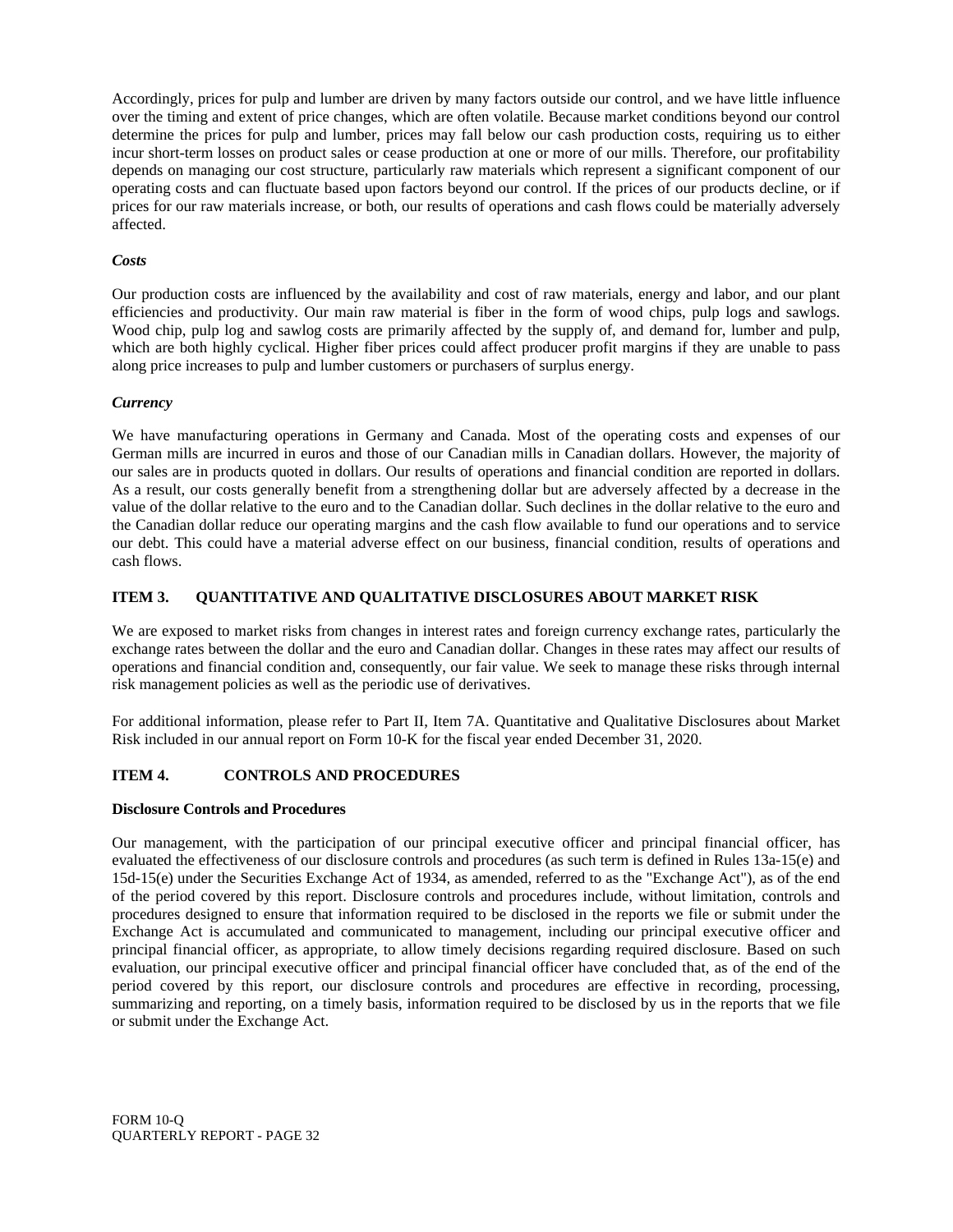Accordingly, prices for pulp and lumber are driven by many factors outside our control, and we have little influence over the timing and extent of price changes, which are often volatile. Because market conditions beyond our control determine the prices for pulp and lumber, prices may fall below our cash production costs, requiring us to either incur short-term losses on product sales or cease production at one or more of our mills. Therefore, our profitability depends on managing our cost structure, particularly raw materials which represent a significant component of our operating costs and can fluctuate based upon factors beyond our control. If the prices of our products decline, or if prices for our raw materials increase, or both, our results of operations and cash flows could be materially adversely affected.

***Costs***

Our production costs are influenced by the availability and cost of raw materials, energy and labor, and our plant efficiencies and productivity. Our main raw material is fiber in the form of wood chips, pulp logs and sawlogs. Wood chip, pulp log and sawlog costs are primarily affected by the supply of, and demand for, lumber and pulp, which are both highly cyclical. Higher fiber prices could affect producer profit margins if they are unable to pass along price increases to pulp and lumber customers or purchasers of surplus energy.

***Currency***

We have manufacturing operations in Germany and Canada. Most of the operating costs and expenses of our German mills are incurred in euros and those of our Canadian mills in Canadian dollars. However, the majority of our sales are in products quoted in dollars. Our results of operations and financial condition are reported in dollars. As a result, our costs generally benefit from a strengthening dollar but are adversely affected by a decrease in the value of the dollar relative to the euro and to the Canadian dollar. Such declines in the dollar relative to the euro and the Canadian dollar reduce our operating margins and the cash flow available to fund our operations and to service our debt. This could have a material adverse effect on our business, financial condition, results of operations and cash flows.

## ITEM 3. QUANTITATIVE AND QUALITATIVE DISCLOSURES ABOUT MARKET RISK

We are exposed to market risks from changes in interest rates and foreign currency exchange rates, particularly the exchange rates between the dollar and the euro and Canadian dollar. Changes in these rates may affect our results of operations and financial condition and, consequently, our fair value. We seek to manage these risks through internal risk management policies as well as the periodic use of derivatives.

For additional information, please refer to Part II, Item 7A. Quantitative and Qualitative Disclosures about Market Risk included in our annual report on Form 10-K for the fiscal year ended December 31, 2020.

## ITEM 4. CONTROLS AND PROCEDURES

**Disclosure Controls and Procedures**

Our management, with the participation of our principal executive officer and principal financial officer, has evaluated the effectiveness of our disclosure controls and procedures (as such term is defined in Rules 13a-15(e) and 15d-15(e) under the Securities Exchange Act of 1934, as amended, referred to as the "Exchange Act"), as of the end of the period covered by this report. Disclosure controls and procedures include, without limitation, controls and procedures designed to ensure that information required to be disclosed in the reports we file or submit under the Exchange Act is accumulated and communicated to management, including our principal executive officer and principal financial officer, as appropriate, to allow timely decisions regarding required disclosure. Based on such evaluation, our principal executive officer and principal financial officer have concluded that, as of the end of the period covered by this report, our disclosure controls and procedures are effective in recording, processing, summarizing and reporting, on a timely basis, information required to be disclosed by us in the reports that we file or submit under the Exchange Act.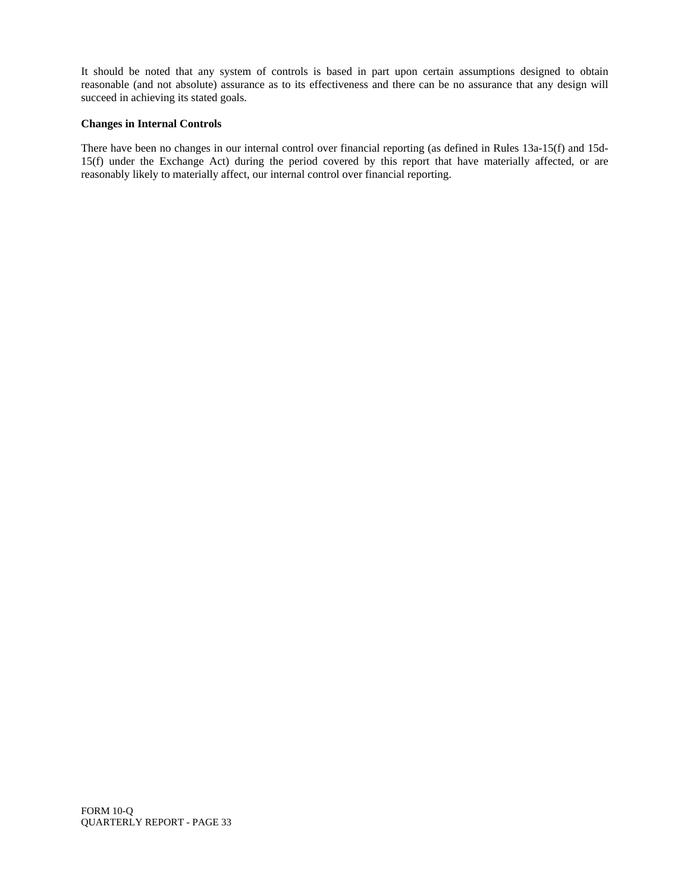It should be noted that any system of controls is based in part upon certain assumptions designed to obtain reasonable (and not absolute) assurance as to its effectiveness and there can be no assurance that any design will succeed in achieving its stated goals.

**Changes in Internal Controls**

There have been no changes in our internal control over financial reporting (as defined in Rules 13a-15(f) and 15d-15(f) under the Exchange Act) during the period covered by this report that have materially affected, or are reasonably likely to materially affect, our internal control over financial reporting.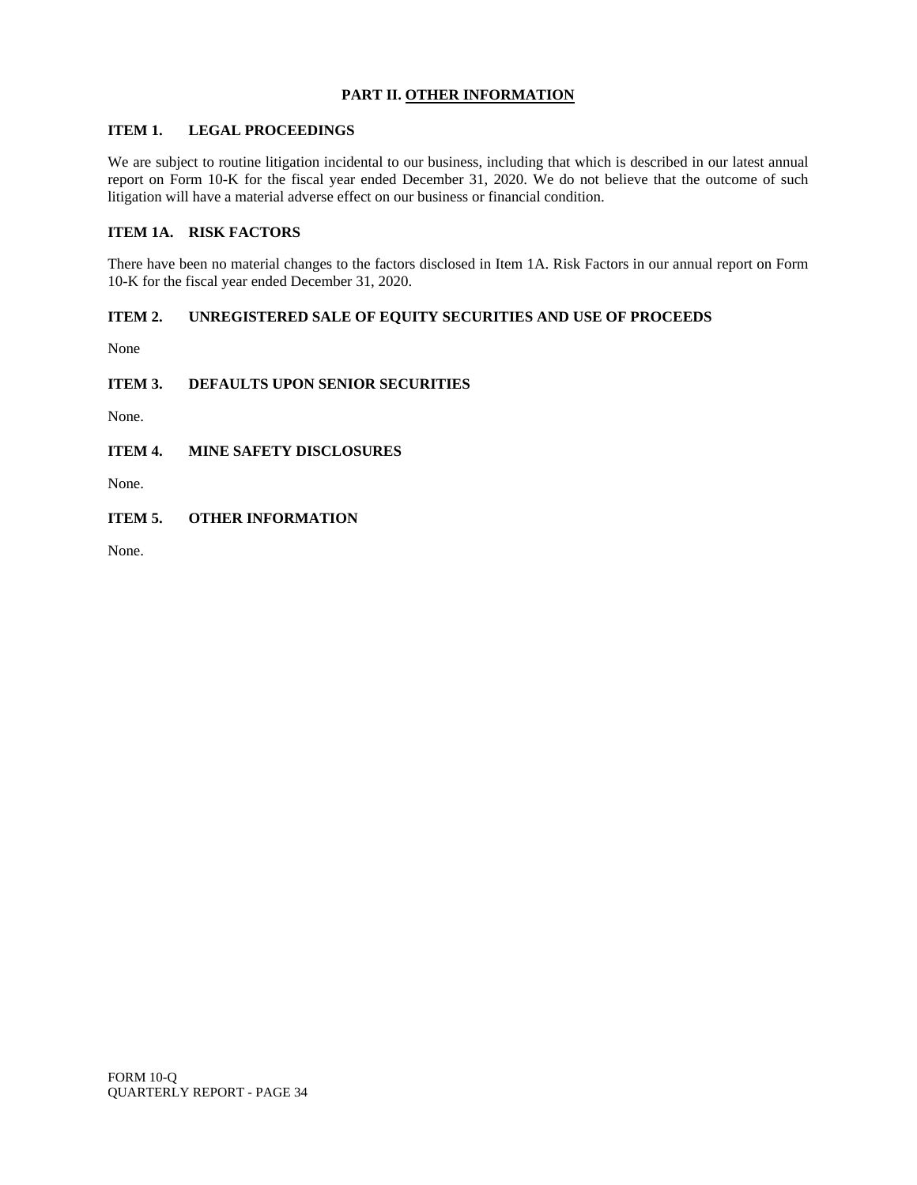## PART II. OTHER INFORMATION

### ITEM 1. LEGAL PROCEEDINGS

We are subject to routine litigation incidental to our business, including that which is described in our latest annual report on Form 10-K for the fiscal year ended December 31, 2020. We do not believe that the outcome of such litigation will have a material adverse effect on our business or financial condition.

### ITEM 1A. RISK FACTORS

There have been no material changes to the factors disclosed in Item 1A. Risk Factors in our annual report on Form 10-K for the fiscal year ended December 31, 2020.

### ITEM 2. UNREGISTERED SALE OF EQUITY SECURITIES AND USE OF PROCEEDS

None

### ITEM 3. DEFAULTS UPON SENIOR SECURITIES

None.

### ITEM 4. MINE SAFETY DISCLOSURES

None.

### ITEM 5. OTHER INFORMATION

None.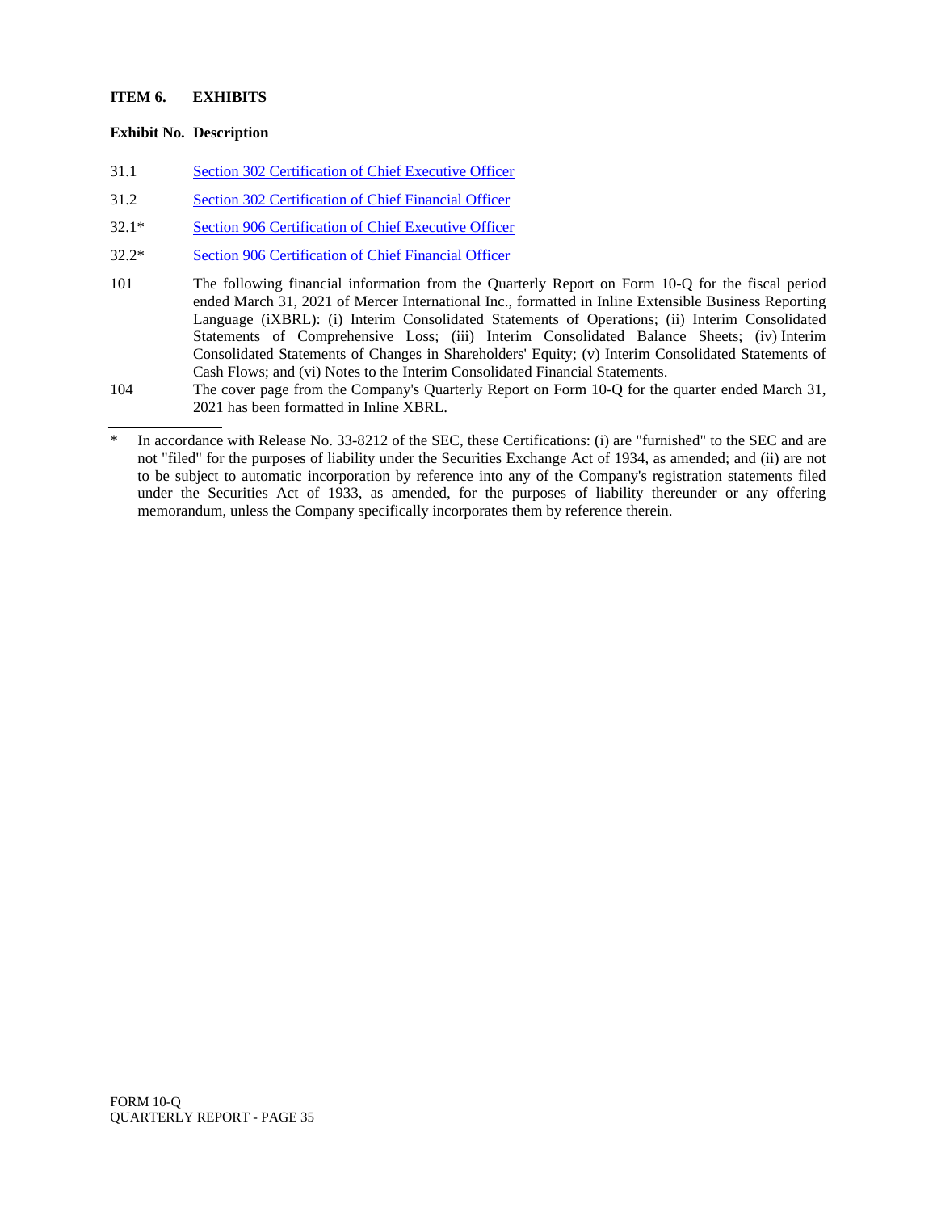## ITEM 6. EXHIBITS

| Exhibit No. | Description |
|---|---|
| 31.1 | Section 302 Certification of Chief Executive Officer |
| 31.2 | Section 302 Certification of Chief Financial Officer |
| 32.1* | Section 906 Certification of Chief Executive Officer |
| 32.2* | Section 906 Certification of Chief Financial Officer |
| 101 | The following financial information from the Quarterly Report on Form 10-Q for the fiscal period ended March 31, 2021 of Mercer International Inc., formatted in Inline Extensible Business Reporting Language (iXBRL): (i) Interim Consolidated Statements of Operations; (ii) Interim Consolidated Statements of Comprehensive Loss; (iii) Interim Consolidated Balance Sheets; (iv) Interim Consolidated Statements of Changes in Shareholders' Equity; (v) Interim Consolidated Statements of Cash Flows; and (vi) Notes to the Interim Consolidated Financial Statements. |
| 104 | The cover page from the Company's Quarterly Report on Form 10-Q for the quarter ended March 31, 2021 has been formatted in Inline XBRL. |

---

* In accordance with Release No. 33-8212 of the SEC, these Certifications: (i) are "furnished" to the SEC and are not "filed" for the purposes of liability under the Securities Exchange Act of 1934, as amended; and (ii) are not to be subject to automatic incorporation by reference into any of the Company's registration statements filed under the Securities Act of 1933, as amended, for the purposes of liability thereunder or any offering memorandum, unless the Company specifically incorporates them by reference therein.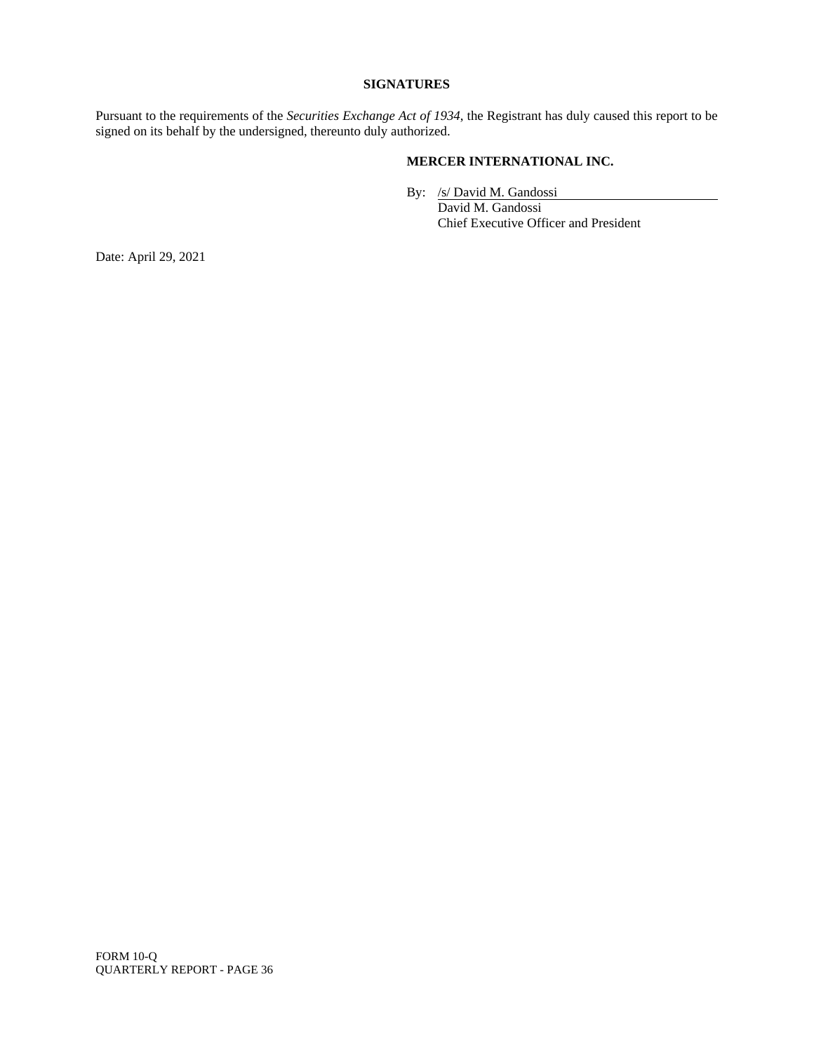**SIGNATURES**

Pursuant to the requirements of the *Securities Exchange Act of 1934*, the Registrant has duly caused this report to be signed on its behalf by the undersigned, thereunto duly authorized.

**MERCER INTERNATIONAL INC.**

By: /s/ David M. Gandossi
David M. Gandossi
Chief Executive Officer and President

Date: April 29, 2021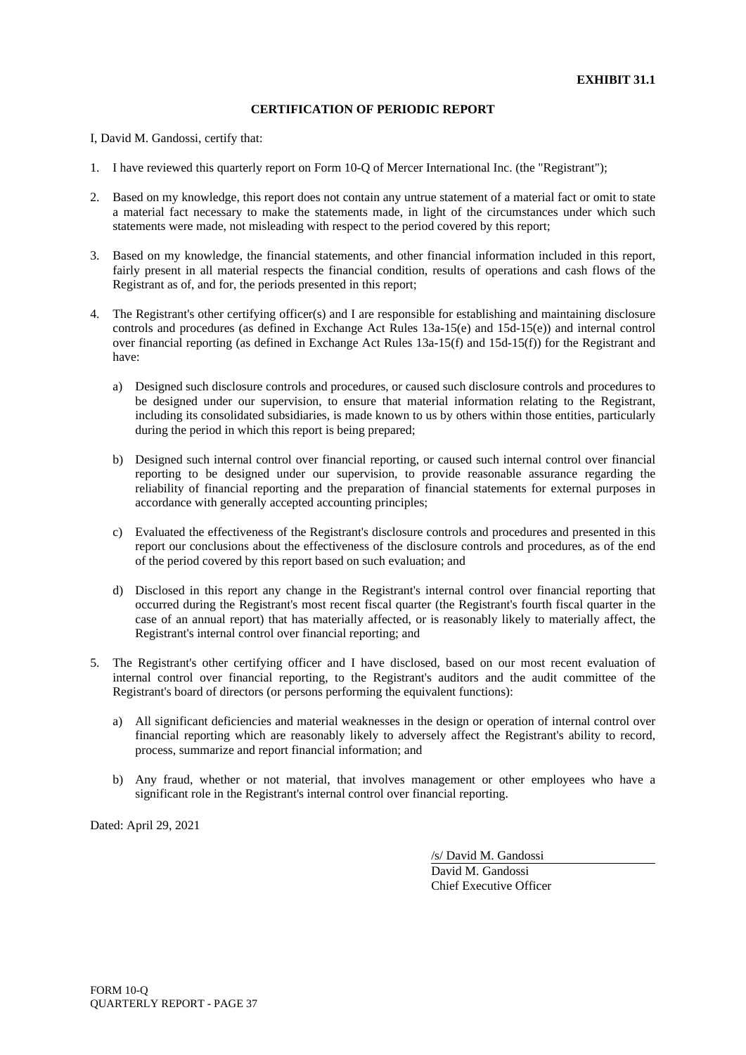**EXHIBIT 31.1**

**CERTIFICATION OF PERIODIC REPORT**

I, David M. Gandossi, certify that:

1. I have reviewed this quarterly report on Form 10-Q of Mercer International Inc. (the "Registrant");

2. Based on my knowledge, this report does not contain any untrue statement of a material fact or omit to state a material fact necessary to make the statements made, in light of the circumstances under which such statements were made, not misleading with respect to the period covered by this report;

3. Based on my knowledge, the financial statements, and other financial information included in this report, fairly present in all material respects the financial condition, results of operations and cash flows of the Registrant as of, and for, the periods presented in this report;

4. The Registrant's other certifying officer(s) and I are responsible for establishing and maintaining disclosure controls and procedures (as defined in Exchange Act Rules 13a-15(e) and 15d-15(e)) and internal control over financial reporting (as defined in Exchange Act Rules 13a-15(f) and 15d-15(f)) for the Registrant and have:

   a) Designed such disclosure controls and procedures, or caused such disclosure controls and procedures to be designed under our supervision, to ensure that material information relating to the Registrant, including its consolidated subsidiaries, is made known to us by others within those entities, particularly during the period in which this report is being prepared;

   b) Designed such internal control over financial reporting, or caused such internal control over financial reporting to be designed under our supervision, to provide reasonable assurance regarding the reliability of financial reporting and the preparation of financial statements for external purposes in accordance with generally accepted accounting principles;

   c) Evaluated the effectiveness of the Registrant's disclosure controls and procedures and presented in this report our conclusions about the effectiveness of the disclosure controls and procedures, as of the end of the period covered by this report based on such evaluation; and

   d) Disclosed in this report any change in the Registrant's internal control over financial reporting that occurred during the Registrant's most recent fiscal quarter (the Registrant's fourth fiscal quarter in the case of an annual report) that has materially affected, or is reasonably likely to materially affect, the Registrant's internal control over financial reporting; and

5. The Registrant's other certifying officer and I have disclosed, based on our most recent evaluation of internal control over financial reporting, to the Registrant's auditors and the audit committee of the Registrant's board of directors (or persons performing the equivalent functions):

   a) All significant deficiencies and material weaknesses in the design or operation of internal control over financial reporting which are reasonably likely to adversely affect the Registrant's ability to record, process, summarize and report financial information; and

   b) Any fraud, whether or not material, that involves management or other employees who have a significant role in the Registrant's internal control over financial reporting.

Dated: April 29, 2021

/s/ David M. Gandossi
David M. Gandossi
Chief Executive Officer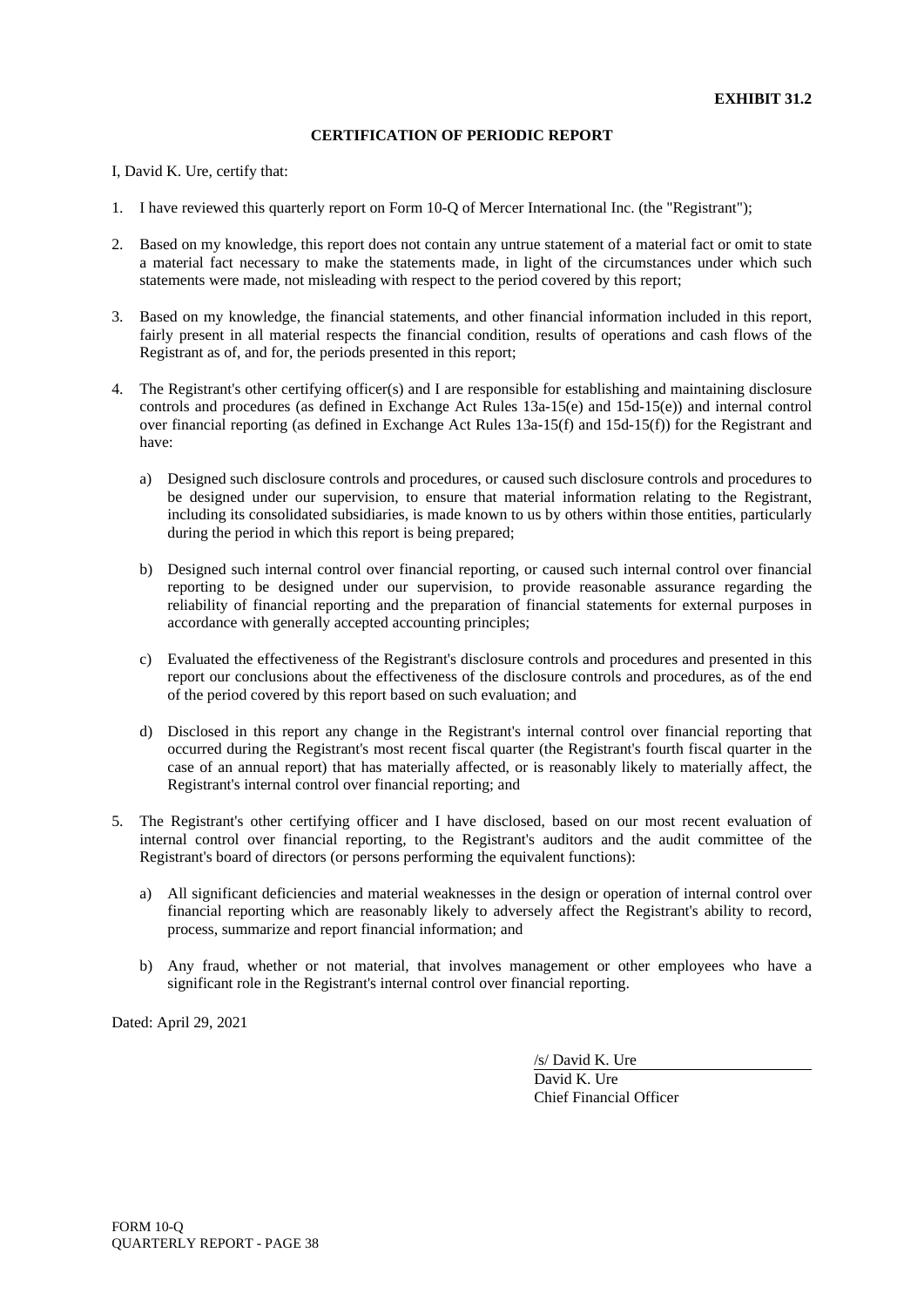**EXHIBIT 31.2**

**CERTIFICATION OF PERIODIC REPORT**

I, David K. Ure, certify that:

1. I have reviewed this quarterly report on Form 10-Q of Mercer International Inc. (the "Registrant");

2. Based on my knowledge, this report does not contain any untrue statement of a material fact or omit to state a material fact necessary to make the statements made, in light of the circumstances under which such statements were made, not misleading with respect to the period covered by this report;

3. Based on my knowledge, the financial statements, and other financial information included in this report, fairly present in all material respects the financial condition, results of operations and cash flows of the Registrant as of, and for, the periods presented in this report;

4. The Registrant's other certifying officer(s) and I are responsible for establishing and maintaining disclosure controls and procedures (as defined in Exchange Act Rules 13a-15(e) and 15d-15(e)) and internal control over financial reporting (as defined in Exchange Act Rules 13a-15(f) and 15d-15(f)) for the Registrant and have:

   a) Designed such disclosure controls and procedures, or caused such disclosure controls and procedures to be designed under our supervision, to ensure that material information relating to the Registrant, including its consolidated subsidiaries, is made known to us by others within those entities, particularly during the period in which this report is being prepared;

   b) Designed such internal control over financial reporting, or caused such internal control over financial reporting to be designed under our supervision, to provide reasonable assurance regarding the reliability of financial reporting and the preparation of financial statements for external purposes in accordance with generally accepted accounting principles;

   c) Evaluated the effectiveness of the Registrant's disclosure controls and procedures and presented in this report our conclusions about the effectiveness of the disclosure controls and procedures, as of the end of the period covered by this report based on such evaluation; and

   d) Disclosed in this report any change in the Registrant's internal control over financial reporting that occurred during the Registrant's most recent fiscal quarter (the Registrant's fourth fiscal quarter in the case of an annual report) that has materially affected, or is reasonably likely to materially affect, the Registrant's internal control over financial reporting; and

5. The Registrant's other certifying officer and I have disclosed, based on our most recent evaluation of internal control over financial reporting, to the Registrant's auditors and the audit committee of the Registrant's board of directors (or persons performing the equivalent functions):

   a) All significant deficiencies and material weaknesses in the design or operation of internal control over financial reporting which are reasonably likely to adversely affect the Registrant's ability to record, process, summarize and report financial information; and

   b) Any fraud, whether or not material, that involves management or other employees who have a significant role in the Registrant's internal control over financial reporting.

Dated: April 29, 2021

/s/ David K. Ure
David K. Ure
Chief Financial Officer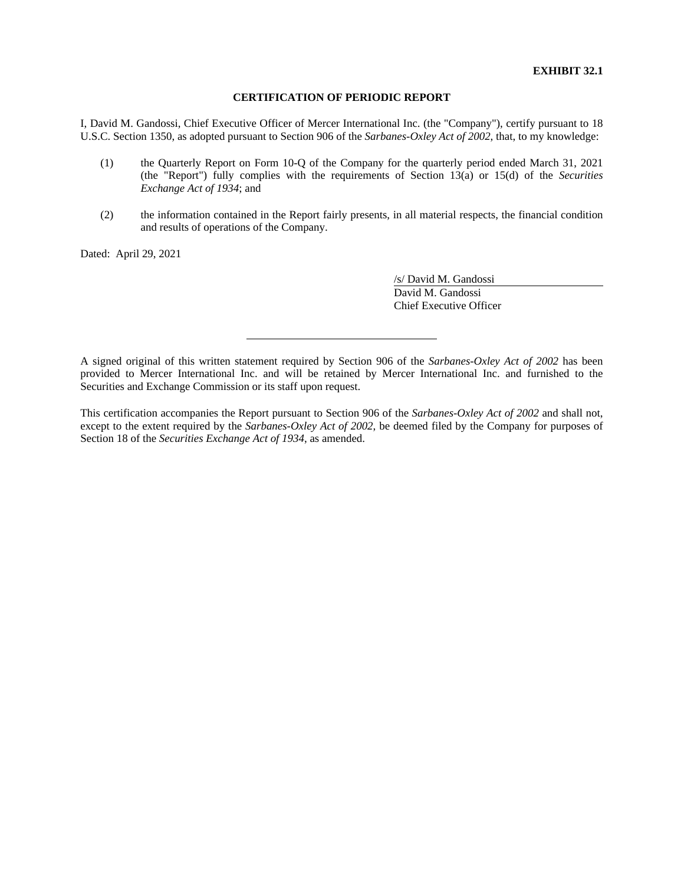**EXHIBIT 32.1**

**CERTIFICATION OF PERIODIC REPORT**

I, David M. Gandossi, Chief Executive Officer of Mercer International Inc. (the "Company"), certify pursuant to 18 U.S.C. Section 1350, as adopted pursuant to Section 906 of the *Sarbanes-Oxley Act of 2002*, that, to my knowledge:

(1) the Quarterly Report on Form 10-Q of the Company for the quarterly period ended March 31, 2021 (the "Report") fully complies with the requirements of Section 13(a) or 15(d) of the *Securities Exchange Act of 1934*; and

(2) the information contained in the Report fairly presents, in all material respects, the financial condition and results of operations of the Company.

Dated: April 29, 2021

/s/ David M. Gandossi
David M. Gandossi
Chief Executive Officer

---

A signed original of this written statement required by Section 906 of the *Sarbanes-Oxley Act of 2002* has been provided to Mercer International Inc. and will be retained by Mercer International Inc. and furnished to the Securities and Exchange Commission or its staff upon request.

This certification accompanies the Report pursuant to Section 906 of the *Sarbanes-Oxley Act of 2002* and shall not, except to the extent required by the *Sarbanes-Oxley Act of 2002*, be deemed filed by the Company for purposes of Section 18 of the *Securities Exchange Act of 1934*, as amended.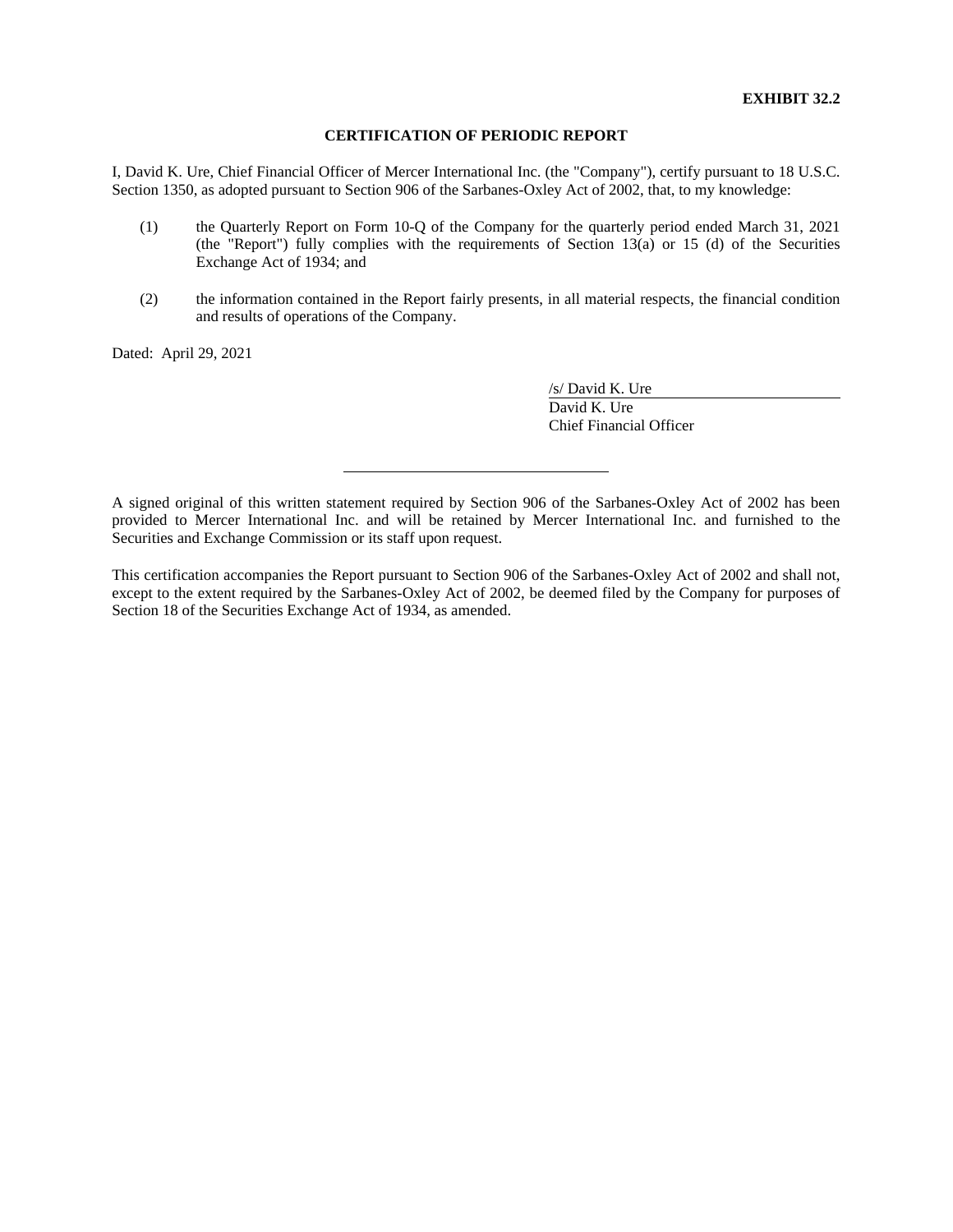**EXHIBIT 32.2**

**CERTIFICATION OF PERIODIC REPORT**

I, David K. Ure, Chief Financial Officer of Mercer International Inc. (the "Company"), certify pursuant to 18 U.S.C. Section 1350, as adopted pursuant to Section 906 of the Sarbanes-Oxley Act of 2002, that, to my knowledge:

(1) the Quarterly Report on Form 10-Q of the Company for the quarterly period ended March 31, 2021 (the "Report") fully complies with the requirements of Section 13(a) or 15 (d) of the Securities Exchange Act of 1934; and

(2) the information contained in the Report fairly presents, in all material respects, the financial condition and results of operations of the Company.

Dated: April 29, 2021

/s/ David K. Ure
David K. Ure
Chief Financial Officer

---

A signed original of this written statement required by Section 906 of the Sarbanes-Oxley Act of 2002 has been provided to Mercer International Inc. and will be retained by Mercer International Inc. and furnished to the Securities and Exchange Commission or its staff upon request.

This certification accompanies the Report pursuant to Section 906 of the Sarbanes-Oxley Act of 2002 and shall not, except to the extent required by the Sarbanes-Oxley Act of 2002, be deemed filed by the Company for purposes of Section 18 of the Securities Exchange Act of 1934, as amended.